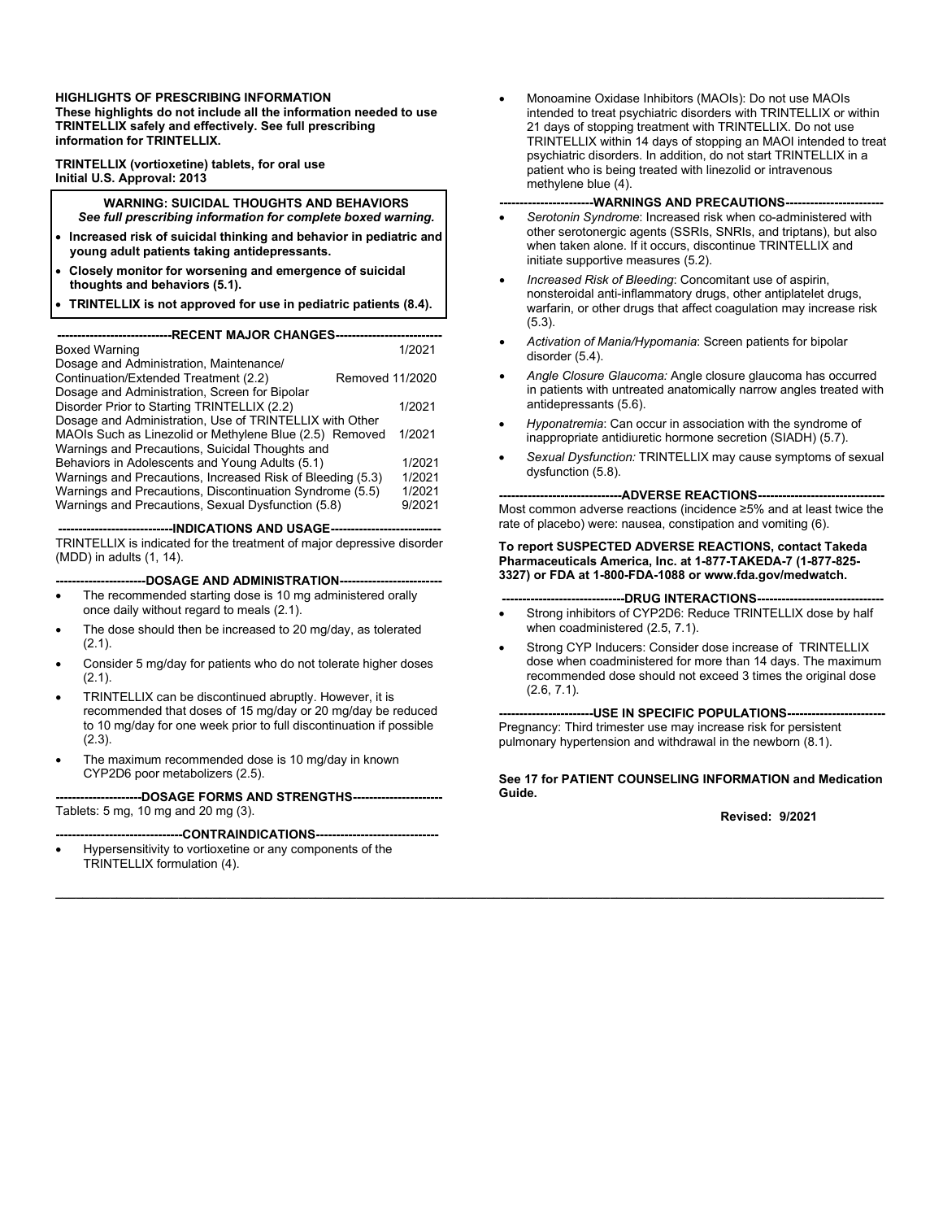**HIGHLIGHTS OF PRESCRIBING INFORMATION**
**These highlights do not include all the information needed to use TRINTELLIX safely and effectively. See full prescribing information for TRINTELLIX.**

**TRINTELLIX (vortioxetine) tablets, for oral use**
**Initial U.S. Approval: 2013**

**WARNING: SUICIDAL THOUGHTS AND BEHAVIORS**
***See full prescribing information for complete boxed warning.***

- **Increased risk of suicidal thinking and behavior in pediatric and young adult patients taking antidepressants.**
- **Closely monitor for worsening and emergence of suicidal thoughts and behaviors (5.1).**
- **TRINTELLIX is not approved for use in pediatric patients (8.4).**

**----------------------------RECENT MAJOR CHANGES--------------------------**

| | |
|---|---|
| Boxed Warning | 1/2021 |
| Dosage and Administration, Maintenance/ Continuation/Extended Treatment (2.2) | Removed 11/2020 |
| Dosage and Administration, Screen for Bipolar Disorder Prior to Starting TRINTELLIX (2.2) | 1/2021 |
| Dosage and Administration, Use of TRINTELLIX with Other MAOIs Such as Linezolid or Methylene Blue (2.5) Removed | 1/2021 |
| Warnings and Precautions, Suicidal Thoughts and Behaviors in Adolescents and Young Adults (5.1) | 1/2021 |
| Warnings and Precautions, Increased Risk of Bleeding (5.3) | 1/2021 |
| Warnings and Precautions, Discontinuation Syndrome (5.5) | 1/2021 |
| Warnings and Precautions, Sexual Dysfunction (5.8) | 9/2021 |

**----------------------------INDICATIONS AND USAGE---------------------------**

TRINTELLIX is indicated for the treatment of major depressive disorder (MDD) in adults (1, 14).

**----------------------DOSAGE AND ADMINISTRATION-------------------------**

- The recommended starting dose is 10 mg administered orally once daily without regard to meals (2.1).
- The dose should then be increased to 20 mg/day, as tolerated (2.1).
- Consider 5 mg/day for patients who do not tolerate higher doses (2.1).
- TRINTELLIX can be discontinued abruptly. However, it is recommended that doses of 15 mg/day or 20 mg/day be reduced to 10 mg/day for one week prior to full discontinuation if possible (2.3).
- The maximum recommended dose is 10 mg/day in known CYP2D6 poor metabolizers (2.5).

**---------------------DOSAGE FORMS AND STRENGTHS----------------------**

Tablets: 5 mg, 10 mg and 20 mg (3).

**-------------------------------CONTRAINDICATIONS------------------------------**

- Hypersensitivity to vortioxetine or any components of the TRINTELLIX formulation (4).
- Monoamine Oxidase Inhibitors (MAOIs): Do not use MAOIs intended to treat psychiatric disorders with TRINTELLIX or within 21 days of stopping treatment with TRINTELLIX. Do not use TRINTELLIX within 14 days of stopping an MAOI intended to treat psychiatric disorders. In addition, do not start TRINTELLIX in a patient who is being treated with linezolid or intravenous methylene blue (4).

**-----------------------WARNINGS AND PRECAUTIONS------------------------**

- *Serotonin Syndrome*: Increased risk when co-administered with other serotonergic agents (SSRIs, SNRIs, and triptans), but also when taken alone. If it occurs, discontinue TRINTELLIX and initiate supportive measures (5.2).
- *Increased Risk of Bleeding*: Concomitant use of aspirin, nonsteroidal anti-inflammatory drugs, other antiplatelet drugs, warfarin, or other drugs that affect coagulation may increase risk (5.3).
- *Activation of Mania/Hypomania*: Screen patients for bipolar disorder (5.4).
- *Angle Closure Glaucoma:* Angle closure glaucoma has occurred in patients with untreated anatomically narrow angles treated with antidepressants (5.6).
- *Hyponatremia*: Can occur in association with the syndrome of inappropriate antidiuretic hormone secretion (SIADH) (5.7).
- *Sexual Dysfunction:* TRINTELLIX may cause symptoms of sexual dysfunction (5.8).

**------------------------------ADVERSE REACTIONS-------------------------------**

Most common adverse reactions (incidence ≥5% and at least twice the rate of placebo) were: nausea, constipation and vomiting (6).

**To report SUSPECTED ADVERSE REACTIONS, contact Takeda Pharmaceuticals America, Inc. at 1-877-TAKEDA-7 (1-877-825-3327) or FDA at 1-800-FDA-1088 or www.fda.gov/medwatch.**

**------------------------------DRUG INTERACTIONS-------------------------------**

- Strong inhibitors of CYP2D6: Reduce TRINTELLIX dose by half when coadministered (2.5, 7.1).
- Strong CYP Inducers: Consider dose increase of TRINTELLIX dose when coadministered for more than 14 days. The maximum recommended dose should not exceed 3 times the original dose (2.6, 7.1).

**-----------------------USE IN SPECIFIC POPULATIONS------------------------**

Pregnancy: Third trimester use may increase risk for persistent pulmonary hypertension and withdrawal in the newborn (8.1).

**See 17 for PATIENT COUNSELING INFORMATION and Medication Guide.**

**Revised: 9/2021**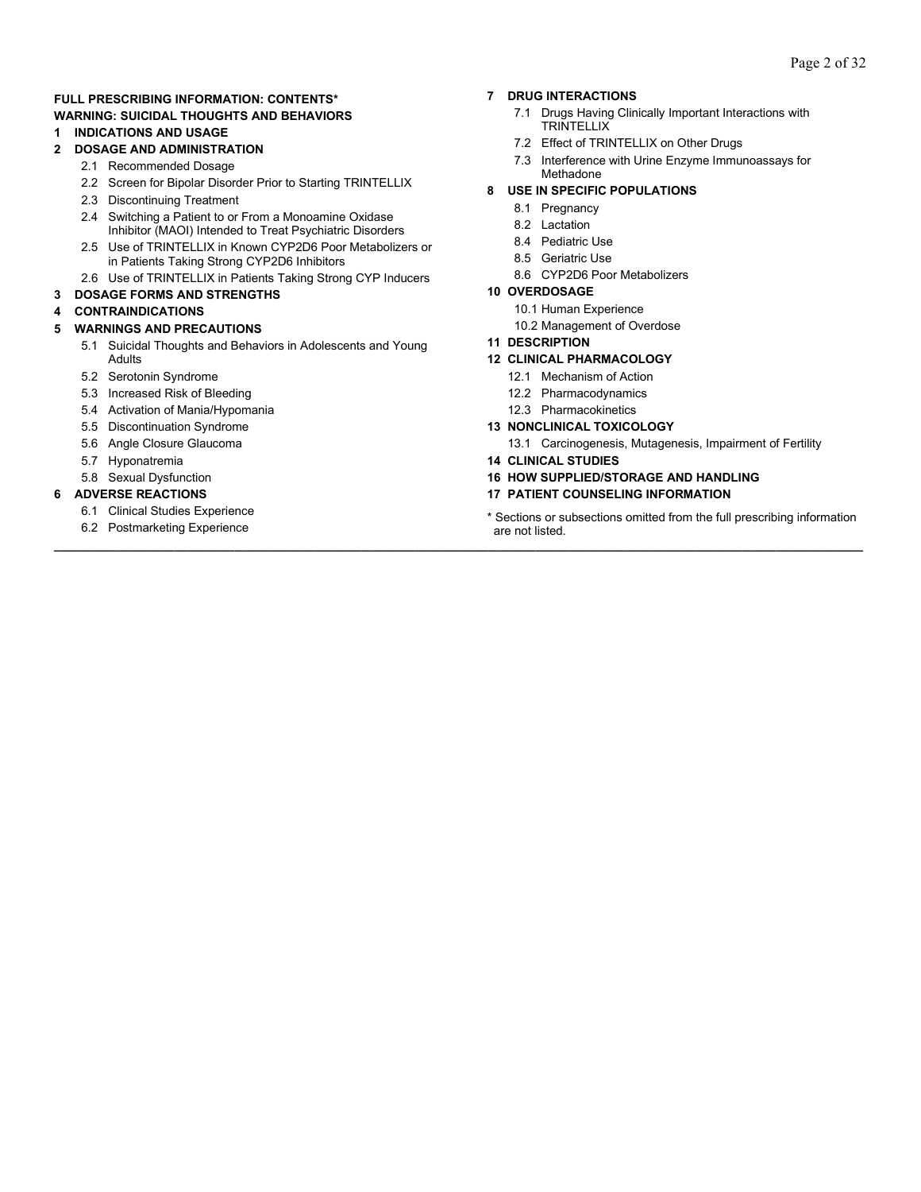**FULL PRESCRIBING INFORMATION: CONTENTS***

**WARNING: SUICIDAL THOUGHTS AND BEHAVIORS**

**1 INDICATIONS AND USAGE**

**2 DOSAGE AND ADMINISTRATION**

- 2.1 Recommended Dosage
- 2.2 Screen for Bipolar Disorder Prior to Starting TRINTELLIX
- 2.3 Discontinuing Treatment
- 2.4 Switching a Patient to or From a Monoamine Oxidase Inhibitor (MAOI) Intended to Treat Psychiatric Disorders
- 2.5 Use of TRINTELLIX in Known CYP2D6 Poor Metabolizers or in Patients Taking Strong CYP2D6 Inhibitors
- 2.6 Use of TRINTELLIX in Patients Taking Strong CYP Inducers

**3 DOSAGE FORMS AND STRENGTHS**

**4 CONTRAINDICATIONS**

**5 WARNINGS AND PRECAUTIONS**

- 5.1 Suicidal Thoughts and Behaviors in Adolescents and Young Adults
- 5.2 Serotonin Syndrome
- 5.3 Increased Risk of Bleeding
- 5.4 Activation of Mania/Hypomania
- 5.5 Discontinuation Syndrome
- 5.6 Angle Closure Glaucoma
- 5.7 Hyponatremia
- 5.8 Sexual Dysfunction

**6 ADVERSE REACTIONS**

- 6.1 Clinical Studies Experience
- 6.2 Postmarketing Experience

**7 DRUG INTERACTIONS**

- 7.1 Drugs Having Clinically Important Interactions with TRINTELLIX
- 7.2 Effect of TRINTELLIX on Other Drugs
- 7.3 Interference with Urine Enzyme Immunoassays for Methadone

**8 USE IN SPECIFIC POPULATIONS**

- 8.1 Pregnancy
- 8.2 Lactation
- 8.4 Pediatric Use
- 8.5 Geriatric Use
- 8.6 CYP2D6 Poor Metabolizers

**10 OVERDOSAGE**

- 10.1 Human Experience
- 10.2 Management of Overdose

**11 DESCRIPTION**

**12 CLINICAL PHARMACOLOGY**

- 12.1 Mechanism of Action
- 12.2 Pharmacodynamics
- 12.3 Pharmacokinetics

**13 NONCLINICAL TOXICOLOGY**

- 13.1 Carcinogenesis, Mutagenesis, Impairment of Fertility

**14 CLINICAL STUDIES**

**16 HOW SUPPLIED/STORAGE AND HANDLING**

**17 PATIENT COUNSELING INFORMATION**

* Sections or subsections omitted from the full prescribing information are not listed.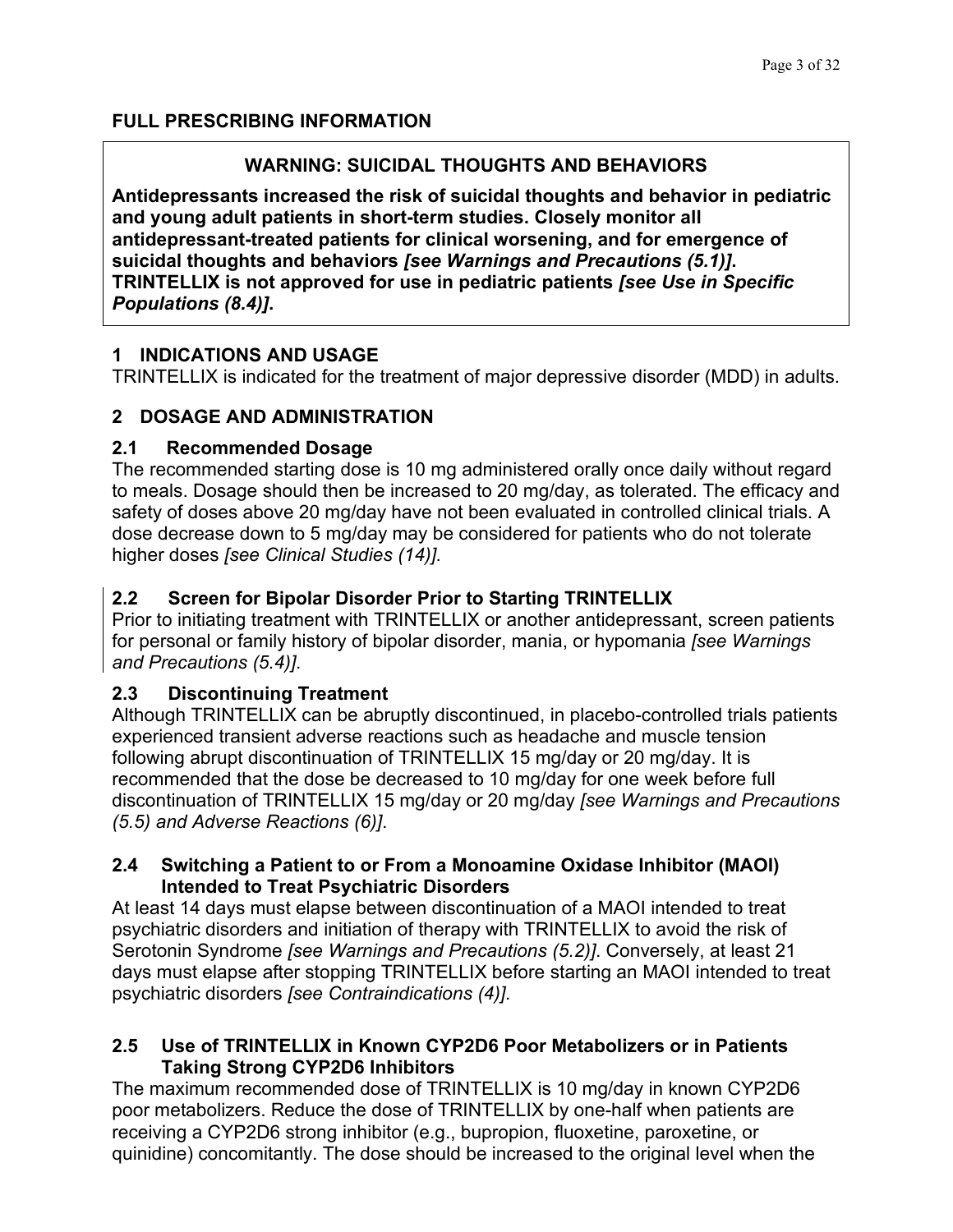# FULL PRESCRIBING INFORMATION

> **WARNING: SUICIDAL THOUGHTS AND BEHAVIORS**
>
> **Antidepressants increased the risk of suicidal thoughts and behavior in pediatric and young adult patients in short-term studies. Closely monitor all antidepressant-treated patients for clinical worsening, and for emergence of suicidal thoughts and behaviors *[see Warnings and Precautions (5.1)]*. TRINTELLIX is not approved for use in pediatric patients *[see Use in Specific Populations (8.4)]*.**

## 1 INDICATIONS AND USAGE

TRINTELLIX is indicated for the treatment of major depressive disorder (MDD) in adults.

## 2 DOSAGE AND ADMINISTRATION

### 2.1 Recommended Dosage

The recommended starting dose is 10 mg administered orally once daily without regard to meals. Dosage should then be increased to 20 mg/day, as tolerated. The efficacy and safety of doses above 20 mg/day have not been evaluated in controlled clinical trials. A dose decrease down to 5 mg/day may be considered for patients who do not tolerate higher doses *[see Clinical Studies (14)]*.

### 2.2 Screen for Bipolar Disorder Prior to Starting TRINTELLIX

Prior to initiating treatment with TRINTELLIX or another antidepressant, screen patients for personal or family history of bipolar disorder, mania, or hypomania *[see Warnings and Precautions (5.4)]*.

### 2.3 Discontinuing Treatment

Although TRINTELLIX can be abruptly discontinued, in placebo-controlled trials patients experienced transient adverse reactions such as headache and muscle tension following abrupt discontinuation of TRINTELLIX 15 mg/day or 20 mg/day. It is recommended that the dose be decreased to 10 mg/day for one week before full discontinuation of TRINTELLIX 15 mg/day or 20 mg/day *[see Warnings and Precautions (5.5) and Adverse Reactions (6)]*.

### 2.4 Switching a Patient to or From a Monoamine Oxidase Inhibitor (MAOI) Intended to Treat Psychiatric Disorders

At least 14 days must elapse between discontinuation of a MAOI intended to treat psychiatric disorders and initiation of therapy with TRINTELLIX to avoid the risk of Serotonin Syndrome *[see Warnings and Precautions (5.2)]*. Conversely, at least 21 days must elapse after stopping TRINTELLIX before starting an MAOI intended to treat psychiatric disorders *[see Contraindications (4)]*.

### 2.5 Use of TRINTELLIX in Known CYP2D6 Poor Metabolizers or in Patients Taking Strong CYP2D6 Inhibitors

The maximum recommended dose of TRINTELLIX is 10 mg/day in known CYP2D6 poor metabolizers. Reduce the dose of TRINTELLIX by one-half when patients are receiving a CYP2D6 strong inhibitor (e.g., bupropion, fluoxetine, paroxetine, or quinidine) concomitantly. The dose should be increased to the original level when the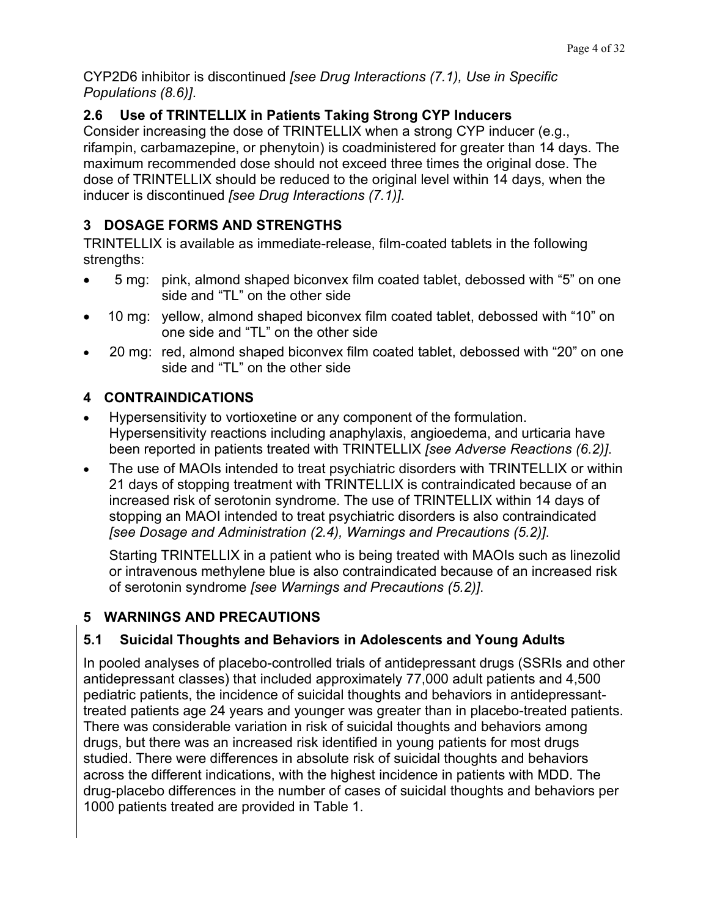CYP2D6 inhibitor is discontinued *[see Drug Interactions (7.1), Use in Specific Populations (8.6)]*.

### 2.6 Use of TRINTELLIX in Patients Taking Strong CYP Inducers

Consider increasing the dose of TRINTELLIX when a strong CYP inducer (e.g., rifampin, carbamazepine, or phenytoin) is coadministered for greater than 14 days. The maximum recommended dose should not exceed three times the original dose. The dose of TRINTELLIX should be reduced to the original level within 14 days, when the inducer is discontinued *[see Drug Interactions (7.1)]*.

## 3 DOSAGE FORMS AND STRENGTHS

TRINTELLIX is available as immediate-release, film-coated tablets in the following strengths:

- 5 mg: pink, almond shaped biconvex film coated tablet, debossed with “5” on one side and “TL” on the other side
- 10 mg: yellow, almond shaped biconvex film coated tablet, debossed with “10” on one side and “TL” on the other side
- 20 mg: red, almond shaped biconvex film coated tablet, debossed with “20” on one side and “TL” on the other side

## 4 CONTRAINDICATIONS

- Hypersensitivity to vortioxetine or any component of the formulation. Hypersensitivity reactions including anaphylaxis, angioedema, and urticaria have been reported in patients treated with TRINTELLIX *[see Adverse Reactions (6.2)]*.
- The use of MAOIs intended to treat psychiatric disorders with TRINTELLIX or within 21 days of stopping treatment with TRINTELLIX is contraindicated because of an increased risk of serotonin syndrome. The use of TRINTELLIX within 14 days of stopping an MAOI intended to treat psychiatric disorders is also contraindicated *[see Dosage and Administration (2.4), Warnings and Precautions (5.2)]*.

  Starting TRINTELLIX in a patient who is being treated with MAOIs such as linezolid or intravenous methylene blue is also contraindicated because of an increased risk of serotonin syndrome *[see Warnings and Precautions (5.2)]*.

## 5 WARNINGS AND PRECAUTIONS

### 5.1 Suicidal Thoughts and Behaviors in Adolescents and Young Adults

In pooled analyses of placebo-controlled trials of antidepressant drugs (SSRIs and other antidepressant classes) that included approximately 77,000 adult patients and 4,500 pediatric patients, the incidence of suicidal thoughts and behaviors in antidepressant-treated patients age 24 years and younger was greater than in placebo-treated patients. There was considerable variation in risk of suicidal thoughts and behaviors among drugs, but there was an increased risk identified in young patients for most drugs studied. There were differences in absolute risk of suicidal thoughts and behaviors across the different indications, with the highest incidence in patients with MDD. The drug-placebo differences in the number of cases of suicidal thoughts and behaviors per 1000 patients treated are provided in Table 1.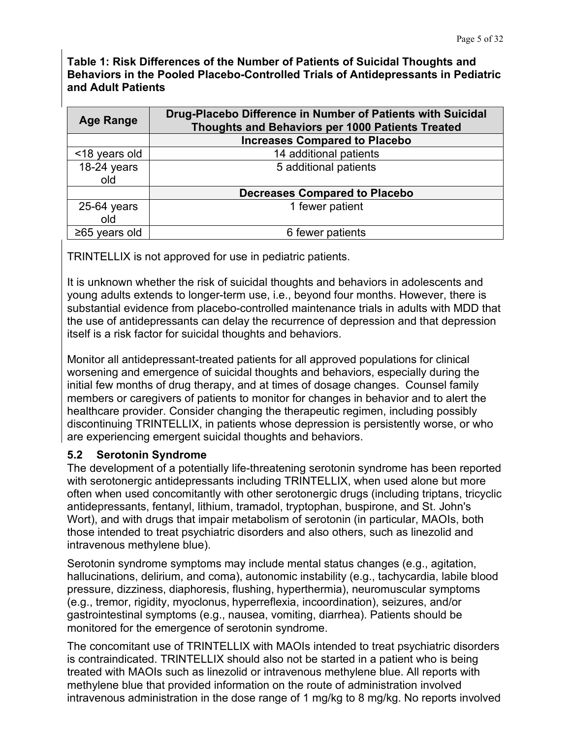**Table 1: Risk Differences of the Number of Patients of Suicidal Thoughts and Behaviors in the Pooled Placebo-Controlled Trials of Antidepressants in Pediatric and Adult Patients**

| Age Range | Drug-Placebo Difference in Number of Patients with Suicidal Thoughts and Behaviors per 1000 Patients Treated |
|---|---|
| | **Increases Compared to Placebo** |
| <18 years old | 14 additional patients |
| 18-24 years old | 5 additional patients |
| | **Decreases Compared to Placebo** |
| 25-64 years old | 1 fewer patient |
| ≥65 years old | 6 fewer patients |

TRINTELLIX is not approved for use in pediatric patients.

It is unknown whether the risk of suicidal thoughts and behaviors in adolescents and young adults extends to longer-term use, i.e., beyond four months. However, there is substantial evidence from placebo-controlled maintenance trials in adults with MDD that the use of antidepressants can delay the recurrence of depression and that depression itself is a risk factor for suicidal thoughts and behaviors.

Monitor all antidepressant-treated patients for all approved populations for clinical worsening and emergence of suicidal thoughts and behaviors, especially during the initial few months of drug therapy, and at times of dosage changes. Counsel family members or caregivers of patients to monitor for changes in behavior and to alert the healthcare provider. Consider changing the therapeutic regimen, including possibly discontinuing TRINTELLIX, in patients whose depression is persistently worse, or who are experiencing emergent suicidal thoughts and behaviors.

### 5.2 Serotonin Syndrome

The development of a potentially life-threatening serotonin syndrome has been reported with serotonergic antidepressants including TRINTELLIX, when used alone but more often when used concomitantly with other serotonergic drugs (including triptans, tricyclic antidepressants, fentanyl, lithium, tramadol, tryptophan, buspirone, and St. John's Wort), and with drugs that impair metabolism of serotonin (in particular, MAOIs, both those intended to treat psychiatric disorders and also others, such as linezolid and intravenous methylene blue).

Serotonin syndrome symptoms may include mental status changes (e.g., agitation, hallucinations, delirium, and coma), autonomic instability (e.g., tachycardia, labile blood pressure, dizziness, diaphoresis, flushing, hyperthermia), neuromuscular symptoms (e.g., tremor, rigidity, myoclonus, hyperreflexia, incoordination), seizures, and/or gastrointestinal symptoms (e.g., nausea, vomiting, diarrhea). Patients should be monitored for the emergence of serotonin syndrome.

The concomitant use of TRINTELLIX with MAOIs intended to treat psychiatric disorders is contraindicated. TRINTELLIX should also not be started in a patient who is being treated with MAOIs such as linezolid or intravenous methylene blue. All reports with methylene blue that provided information on the route of administration involved intravenous administration in the dose range of 1 mg/kg to 8 mg/kg. No reports involved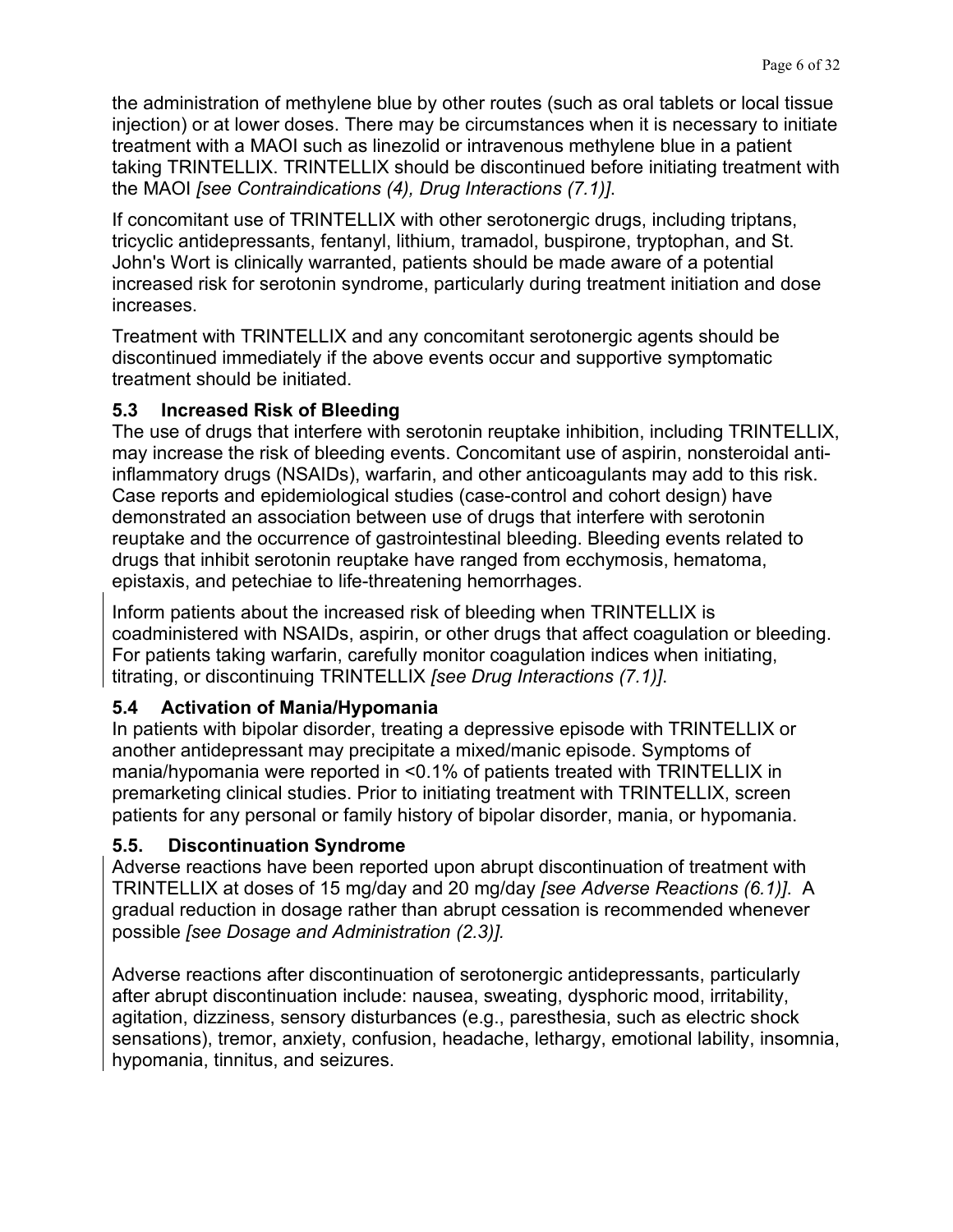the administration of methylene blue by other routes (such as oral tablets or local tissue injection) or at lower doses. There may be circumstances when it is necessary to initiate treatment with a MAOI such as linezolid or intravenous methylene blue in a patient taking TRINTELLIX. TRINTELLIX should be discontinued before initiating treatment with the MAOI *[see Contraindications (4), Drug Interactions (7.1)]*.

If concomitant use of TRINTELLIX with other serotonergic drugs, including triptans, tricyclic antidepressants, fentanyl, lithium, tramadol, buspirone, tryptophan, and St. John's Wort is clinically warranted, patients should be made aware of a potential increased risk for serotonin syndrome, particularly during treatment initiation and dose increases.

Treatment with TRINTELLIX and any concomitant serotonergic agents should be discontinued immediately if the above events occur and supportive symptomatic treatment should be initiated.

### 5.3 Increased Risk of Bleeding

The use of drugs that interfere with serotonin reuptake inhibition, including TRINTELLIX, may increase the risk of bleeding events. Concomitant use of aspirin, nonsteroidal anti-inflammatory drugs (NSAIDs), warfarin, and other anticoagulants may add to this risk. Case reports and epidemiological studies (case-control and cohort design) have demonstrated an association between use of drugs that interfere with serotonin reuptake and the occurrence of gastrointestinal bleeding. Bleeding events related to drugs that inhibit serotonin reuptake have ranged from ecchymosis, hematoma, epistaxis, and petechiae to life-threatening hemorrhages.

Inform patients about the increased risk of bleeding when TRINTELLIX is coadministered with NSAIDs, aspirin, or other drugs that affect coagulation or bleeding. For patients taking warfarin, carefully monitor coagulation indices when initiating, titrating, or discontinuing TRINTELLIX *[see Drug Interactions (7.1)]*.

### 5.4 Activation of Mania/Hypomania

In patients with bipolar disorder, treating a depressive episode with TRINTELLIX or another antidepressant may precipitate a mixed/manic episode. Symptoms of mania/hypomania were reported in <0.1% of patients treated with TRINTELLIX in premarketing clinical studies. Prior to initiating treatment with TRINTELLIX, screen patients for any personal or family history of bipolar disorder, mania, or hypomania.

### 5.5. Discontinuation Syndrome

Adverse reactions have been reported upon abrupt discontinuation of treatment with TRINTELLIX at doses of 15 mg/day and 20 mg/day *[see Adverse Reactions (6.1)]*. A gradual reduction in dosage rather than abrupt cessation is recommended whenever possible *[see Dosage and Administration (2.3)].*

Adverse reactions after discontinuation of serotonergic antidepressants, particularly after abrupt discontinuation include: nausea, sweating, dysphoric mood, irritability, agitation, dizziness, sensory disturbances (e.g., paresthesia, such as electric shock sensations), tremor, anxiety, confusion, headache, lethargy, emotional lability, insomnia, hypomania, tinnitus, and seizures.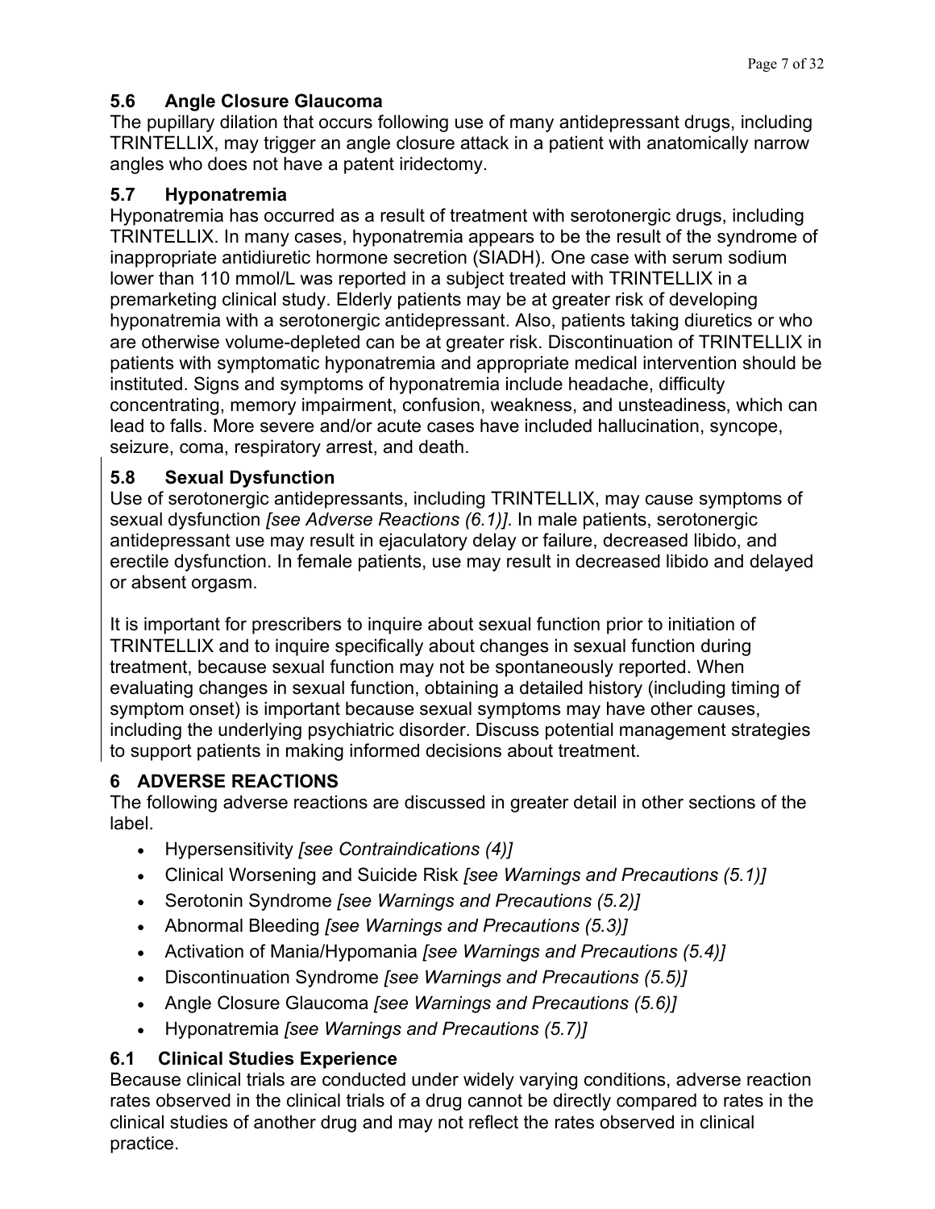### 5.6 Angle Closure Glaucoma

The pupillary dilation that occurs following use of many antidepressant drugs, including TRINTELLIX, may trigger an angle closure attack in a patient with anatomically narrow angles who does not have a patent iridectomy.

### 5.7 Hyponatremia

Hyponatremia has occurred as a result of treatment with serotonergic drugs, including TRINTELLIX. In many cases, hyponatremia appears to be the result of the syndrome of inappropriate antidiuretic hormone secretion (SIADH). One case with serum sodium lower than 110 mmol/L was reported in a subject treated with TRINTELLIX in a premarketing clinical study. Elderly patients may be at greater risk of developing hyponatremia with a serotonergic antidepressant. Also, patients taking diuretics or who are otherwise volume-depleted can be at greater risk. Discontinuation of TRINTELLIX in patients with symptomatic hyponatremia and appropriate medical intervention should be instituted. Signs and symptoms of hyponatremia include headache, difficulty concentrating, memory impairment, confusion, weakness, and unsteadiness, which can lead to falls. More severe and/or acute cases have included hallucination, syncope, seizure, coma, respiratory arrest, and death.

### 5.8 Sexual Dysfunction

Use of serotonergic antidepressants, including TRINTELLIX, may cause symptoms of sexual dysfunction *[see Adverse Reactions (6.1)]*. In male patients, serotonergic antidepressant use may result in ejaculatory delay or failure, decreased libido, and erectile dysfunction. In female patients, use may result in decreased libido and delayed or absent orgasm.

It is important for prescribers to inquire about sexual function prior to initiation of TRINTELLIX and to inquire specifically about changes in sexual function during treatment, because sexual function may not be spontaneously reported. When evaluating changes in sexual function, obtaining a detailed history (including timing of symptom onset) is important because sexual symptoms may have other causes, including the underlying psychiatric disorder. Discuss potential management strategies to support patients in making informed decisions about treatment.

## 6 ADVERSE REACTIONS

The following adverse reactions are discussed in greater detail in other sections of the label.

- Hypersensitivity *[see Contraindications (4)]*
- Clinical Worsening and Suicide Risk *[see Warnings and Precautions (5.1)]*
- Serotonin Syndrome *[see Warnings and Precautions (5.2)]*
- Abnormal Bleeding *[see Warnings and Precautions (5.3)]*
- Activation of Mania/Hypomania *[see Warnings and Precautions (5.4)]*
- Discontinuation Syndrome *[see Warnings and Precautions (5.5)]*
- Angle Closure Glaucoma *[see Warnings and Precautions (5.6)]*
- Hyponatremia *[see Warnings and Precautions (5.7)]*

### 6.1 Clinical Studies Experience

Because clinical trials are conducted under widely varying conditions, adverse reaction rates observed in the clinical trials of a drug cannot be directly compared to rates in the clinical studies of another drug and may not reflect the rates observed in clinical practice.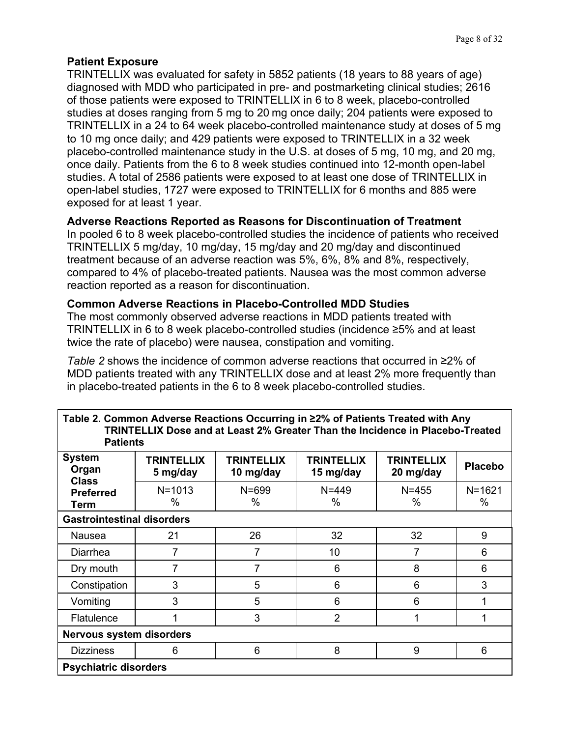### Patient Exposure

TRINTELLIX was evaluated for safety in 5852 patients (18 years to 88 years of age) diagnosed with MDD who participated in pre- and postmarketing clinical studies; 2616 of those patients were exposed to TRINTELLIX in 6 to 8 week, placebo-controlled studies at doses ranging from 5 mg to 20 mg once daily; 204 patients were exposed to TRINTELLIX in a 24 to 64 week placebo-controlled maintenance study at doses of 5 mg to 10 mg once daily; and 429 patients were exposed to TRINTELLIX in a 32 week placebo-controlled maintenance study in the U.S. at doses of 5 mg, 10 mg, and 20 mg, once daily. Patients from the 6 to 8 week studies continued into 12-month open-label studies. A total of 2586 patients were exposed to at least one dose of TRINTELLIX in open-label studies, 1727 were exposed to TRINTELLIX for 6 months and 885 were exposed for at least 1 year.

### Adverse Reactions Reported as Reasons for Discontinuation of Treatment

In pooled 6 to 8 week placebo-controlled studies the incidence of patients who received TRINTELLIX 5 mg/day, 10 mg/day, 15 mg/day and 20 mg/day and discontinued treatment because of an adverse reaction was 5%, 6%, 8% and 8%, respectively, compared to 4% of placebo-treated patients. Nausea was the most common adverse reaction reported as a reason for discontinuation.

### Common Adverse Reactions in Placebo-Controlled MDD Studies

The most commonly observed adverse reactions in MDD patients treated with TRINTELLIX in 6 to 8 week placebo-controlled studies (incidence ≥5% and at least twice the rate of placebo) were nausea, constipation and vomiting.

*Table 2* shows the incidence of common adverse reactions that occurred in ≥2% of MDD patients treated with any TRINTELLIX dose and at least 2% more frequently than in placebo-treated patients in the 6 to 8 week placebo-controlled studies.

**Table 2. Common Adverse Reactions Occurring in ≥2% of Patients Treated with Any TRINTELLIX Dose and at Least 2% Greater Than the Incidence in Placebo-Treated Patients**

| System Organ Class Preferred Term | TRINTELLIX 5 mg/day | TRINTELLIX 10 mg/day | TRINTELLIX 15 mg/day | TRINTELLIX 20 mg/day | Placebo |
|---|---|---|---|---|---|
| | N=1013 % | N=699 % | N=449 % | N=455 % | N=1621 % |
| **Gastrointestinal disorders** | | | | | |
| Nausea | 21 | 26 | 32 | 32 | 9 |
| Diarrhea | 7 | 7 | 10 | 7 | 6 |
| Dry mouth | 7 | 7 | 6 | 8 | 6 |
| Constipation | 3 | 5 | 6 | 6 | 3 |
| Vomiting | 3 | 5 | 6 | 6 | 1 |
| Flatulence | 1 | 3 | 2 | 1 | 1 |
| **Nervous system disorders** | | | | | |
| Dizziness | 6 | 6 | 8 | 9 | 6 |
| **Psychiatric disorders** | | | | | |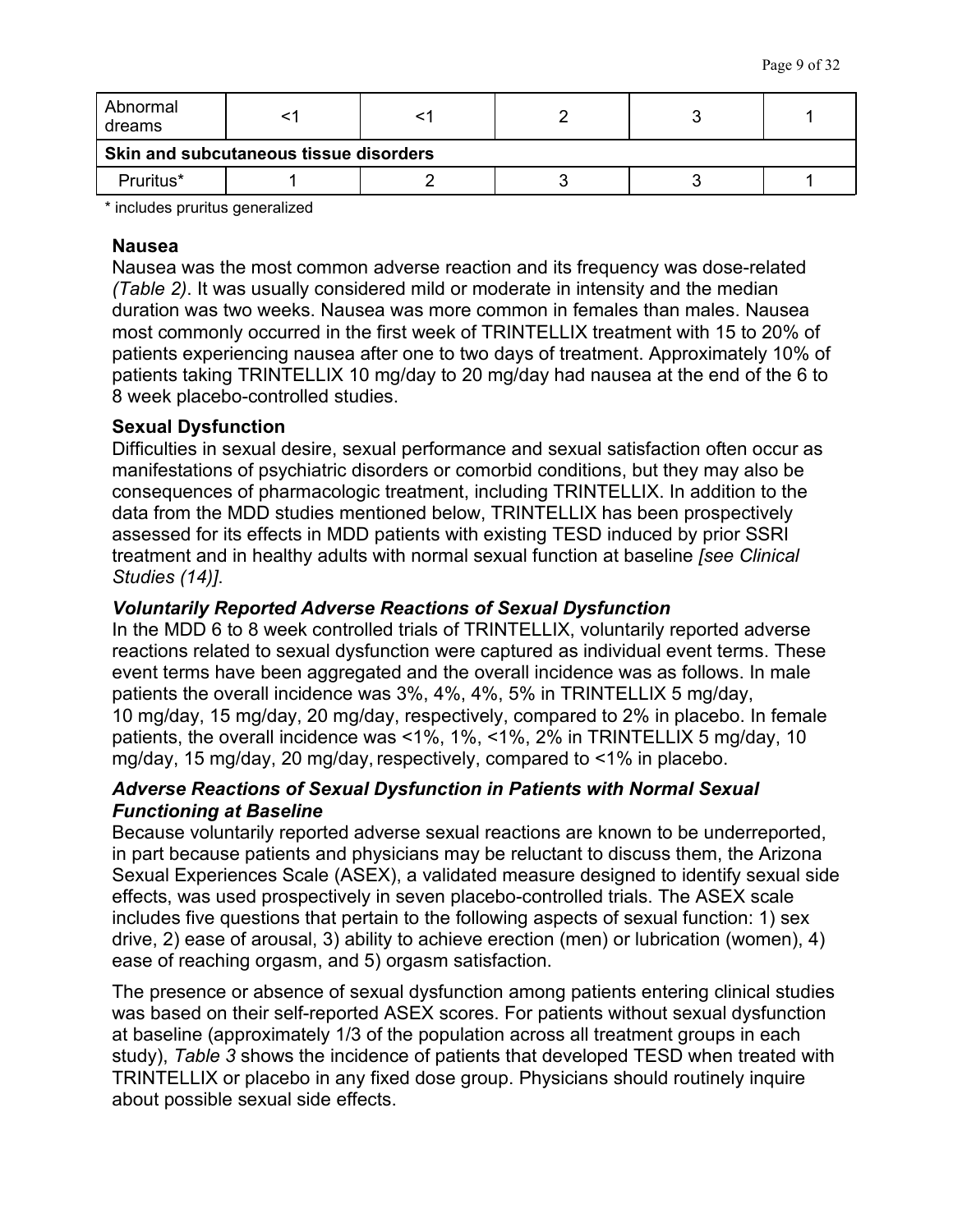| | | | | | |
|---|---|---|---|---|---|
| Abnormal dreams | <1 | <1 | 2 | 3 | 1 |
| **Skin and subcutaneous tissue disorders** | | | | | |
| Pruritus* | 1 | 2 | 3 | 3 | 1 |

* includes pruritus generalized

**Nausea**

Nausea was the most common adverse reaction and its frequency was dose-related *(Table 2)*. It was usually considered mild or moderate in intensity and the median duration was two weeks. Nausea was more common in females than males. Nausea most commonly occurred in the first week of TRINTELLIX treatment with 15 to 20% of patients experiencing nausea after one to two days of treatment. Approximately 10% of patients taking TRINTELLIX 10 mg/day to 20 mg/day had nausea at the end of the 6 to 8 week placebo-controlled studies.

**Sexual Dysfunction**

Difficulties in sexual desire, sexual performance and sexual satisfaction often occur as manifestations of psychiatric disorders or comorbid conditions, but they may also be consequences of pharmacologic treatment, including TRINTELLIX. In addition to the data from the MDD studies mentioned below, TRINTELLIX has been prospectively assessed for its effects in MDD patients with existing TESD induced by prior SSRI treatment and in healthy adults with normal sexual function at baseline *[see Clinical Studies (14)]*.

***Voluntarily Reported Adverse Reactions of Sexual Dysfunction***

In the MDD 6 to 8 week controlled trials of TRINTELLIX, voluntarily reported adverse reactions related to sexual dysfunction were captured as individual event terms. These event terms have been aggregated and the overall incidence was as follows. In male patients the overall incidence was 3%, 4%, 4%, 5% in TRINTELLIX 5 mg/day, 10 mg/day, 15 mg/day, 20 mg/day, respectively, compared to 2% in placebo. In female patients, the overall incidence was <1%, 1%, <1%, 2% in TRINTELLIX 5 mg/day, 10 mg/day, 15 mg/day, 20 mg/day, respectively, compared to <1% in placebo.

***Adverse Reactions of Sexual Dysfunction in Patients with Normal Sexual Functioning at Baseline***

Because voluntarily reported adverse sexual reactions are known to be underreported, in part because patients and physicians may be reluctant to discuss them, the Arizona Sexual Experiences Scale (ASEX), a validated measure designed to identify sexual side effects, was used prospectively in seven placebo-controlled trials. The ASEX scale includes five questions that pertain to the following aspects of sexual function: 1) sex drive, 2) ease of arousal, 3) ability to achieve erection (men) or lubrication (women), 4) ease of reaching orgasm, and 5) orgasm satisfaction.

The presence or absence of sexual dysfunction among patients entering clinical studies was based on their self-reported ASEX scores. For patients without sexual dysfunction at baseline (approximately 1/3 of the population across all treatment groups in each study), *Table 3* shows the incidence of patients that developed TESD when treated with TRINTELLIX or placebo in any fixed dose group. Physicians should routinely inquire about possible sexual side effects.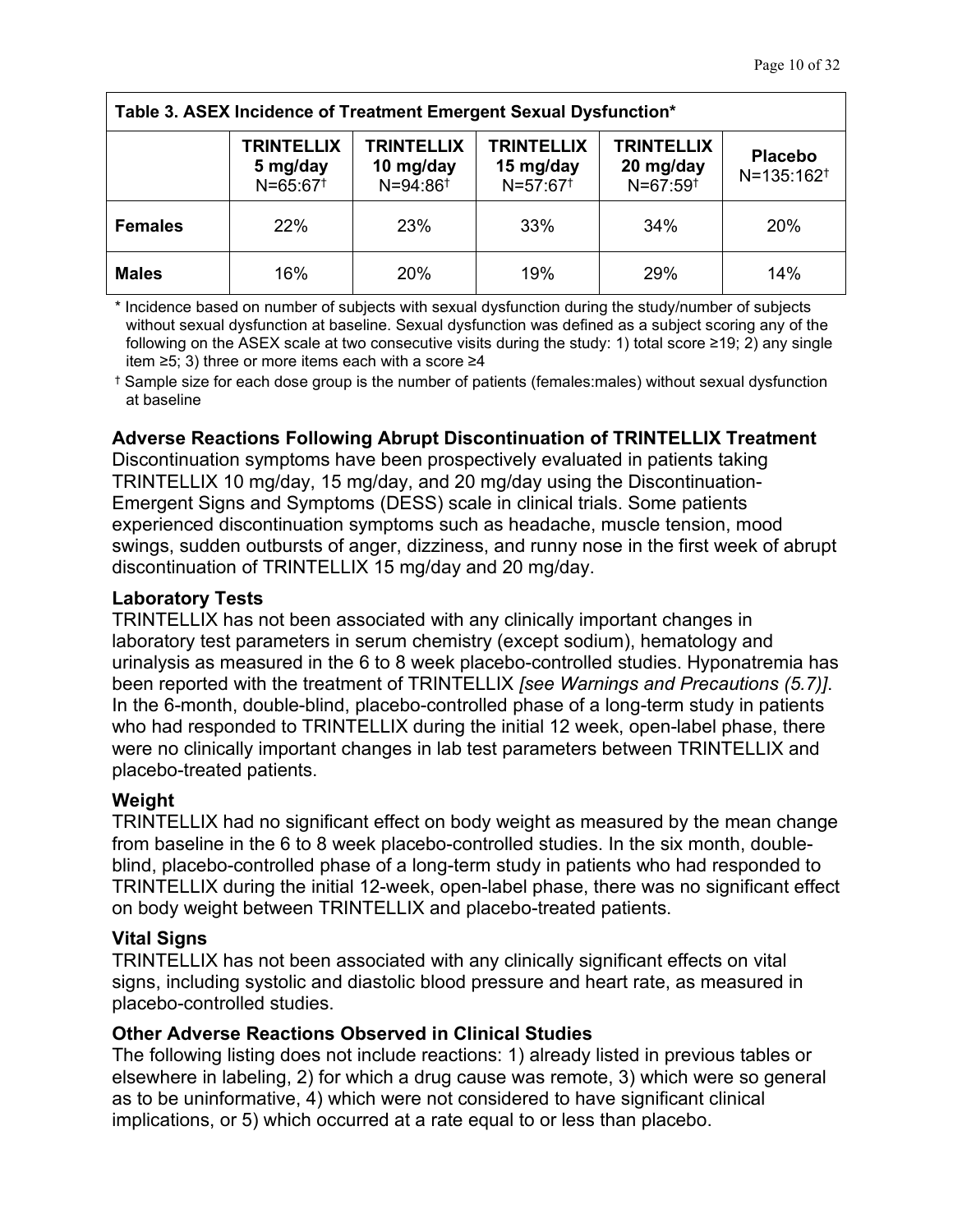| Table 3. ASEX Incidence of Treatment Emergent Sexual Dysfunction* | | | | | |
|---|---|---|---|---|---|
| | **TRINTELLIX 5 mg/day** N=65:67† | **TRINTELLIX 10 mg/day** N=94:86† | **TRINTELLIX 15 mg/day** N=57:67† | **TRINTELLIX 20 mg/day** N=67:59† | **Placebo** N=135:162† |
| **Females** | 22% | 23% | 33% | 34% | 20% |
| **Males** | 16% | 20% | 19% | 29% | 14% |

\* Incidence based on number of subjects with sexual dysfunction during the study/number of subjects without sexual dysfunction at baseline. Sexual dysfunction was defined as a subject scoring any of the following on the ASEX scale at two consecutive visits during the study: 1) total score ≥19; 2) any single item ≥5; 3) three or more items each with a score ≥4

† Sample size for each dose group is the number of patients (females:males) without sexual dysfunction at baseline

### Adverse Reactions Following Abrupt Discontinuation of TRINTELLIX Treatment

Discontinuation symptoms have been prospectively evaluated in patients taking TRINTELLIX 10 mg/day, 15 mg/day, and 20 mg/day using the Discontinuation-Emergent Signs and Symptoms (DESS) scale in clinical trials. Some patients experienced discontinuation symptoms such as headache, muscle tension, mood swings, sudden outbursts of anger, dizziness, and runny nose in the first week of abrupt discontinuation of TRINTELLIX 15 mg/day and 20 mg/day.

### Laboratory Tests

TRINTELLIX has not been associated with any clinically important changes in laboratory test parameters in serum chemistry (except sodium), hematology and urinalysis as measured in the 6 to 8 week placebo-controlled studies. Hyponatremia has been reported with the treatment of TRINTELLIX *[see Warnings and Precautions (5.7)]*. In the 6-month, double-blind, placebo-controlled phase of a long-term study in patients who had responded to TRINTELLIX during the initial 12 week, open-label phase, there were no clinically important changes in lab test parameters between TRINTELLIX and placebo-treated patients.

### Weight

TRINTELLIX had no significant effect on body weight as measured by the mean change from baseline in the 6 to 8 week placebo-controlled studies. In the six month, double-blind, placebo-controlled phase of a long-term study in patients who had responded to TRINTELLIX during the initial 12-week, open-label phase, there was no significant effect on body weight between TRINTELLIX and placebo-treated patients.

### Vital Signs

TRINTELLIX has not been associated with any clinically significant effects on vital signs, including systolic and diastolic blood pressure and heart rate, as measured in placebo-controlled studies.

### Other Adverse Reactions Observed in Clinical Studies

The following listing does not include reactions: 1) already listed in previous tables or elsewhere in labeling, 2) for which a drug cause was remote, 3) which were so general as to be uninformative, 4) which were not considered to have significant clinical implications, or 5) which occurred at a rate equal to or less than placebo.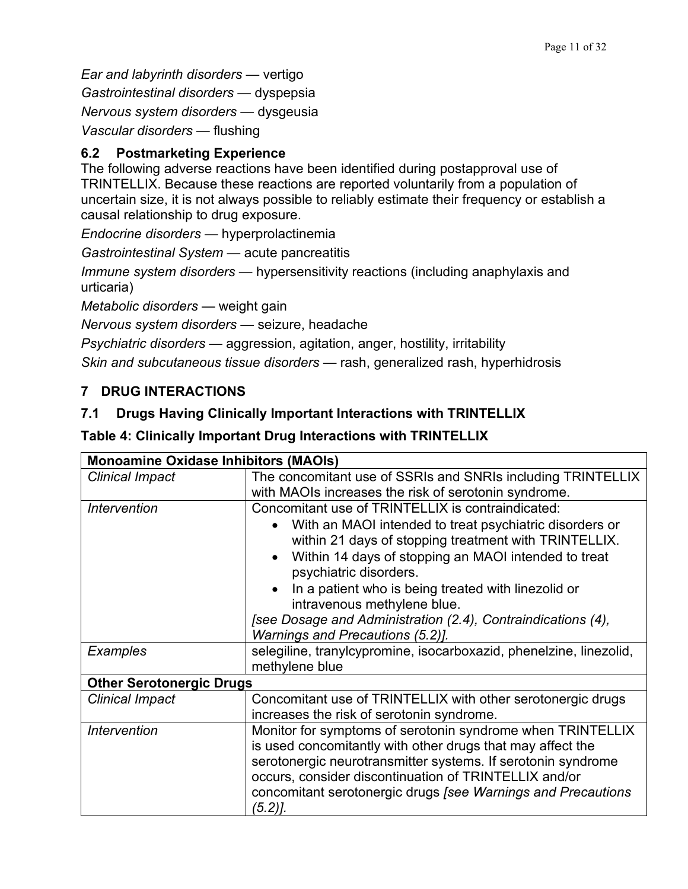*Ear and labyrinth disorders* — vertigo

*Gastrointestinal disorders* — dyspepsia

*Nervous system disorders* — dysgeusia

*Vascular disorders* — flushing

### 6.2 Postmarketing Experience

The following adverse reactions have been identified during postapproval use of TRINTELLIX. Because these reactions are reported voluntarily from a population of uncertain size, it is not always possible to reliably estimate their frequency or establish a causal relationship to drug exposure.

*Endocrine disorders* — hyperprolactinemia

*Gastrointestinal System* — acute pancreatitis

*Immune system disorders* — hypersensitivity reactions (including anaphylaxis and urticaria)

*Metabolic disorders* — weight gain

*Nervous system disorders* — seizure, headache

*Psychiatric disorders* — aggression, agitation, anger, hostility, irritability

*Skin and subcutaneous tissue disorders* — rash, generalized rash, hyperhidrosis

## 7 DRUG INTERACTIONS

### 7.1 Drugs Having Clinically Important Interactions with TRINTELLIX

**Table 4: Clinically Important Drug Interactions with TRINTELLIX**

| **Monoamine Oxidase Inhibitors (MAOIs)** | |
|---|---|
| *Clinical Impact* | The concomitant use of SSRIs and SNRIs including TRINTELLIX with MAOIs increases the risk of serotonin syndrome. |
| *Intervention* | Concomitant use of TRINTELLIX is contraindicated: <br>• With an MAOI intended to treat psychiatric disorders or within 21 days of stopping treatment with TRINTELLIX. <br>• Within 14 days of stopping an MAOI intended to treat psychiatric disorders. <br>• In a patient who is being treated with linezolid or intravenous methylene blue. <br>*[see Dosage and Administration (2.4), Contraindications (4), Warnings and Precautions (5.2)].* |
| *Examples* | selegiline, tranylcypromine, isocarboxazid, phenelzine, linezolid, methylene blue |
| **Other Serotonergic Drugs** | |
| *Clinical Impact* | Concomitant use of TRINTELLIX with other serotonergic drugs increases the risk of serotonin syndrome. |
| *Intervention* | Monitor for symptoms of serotonin syndrome when TRINTELLIX is used concomitantly with other drugs that may affect the serotonergic neurotransmitter systems. If serotonin syndrome occurs, consider discontinuation of TRINTELLIX and/or concomitant serotonergic drugs *[see Warnings and Precautions (5.2)].* |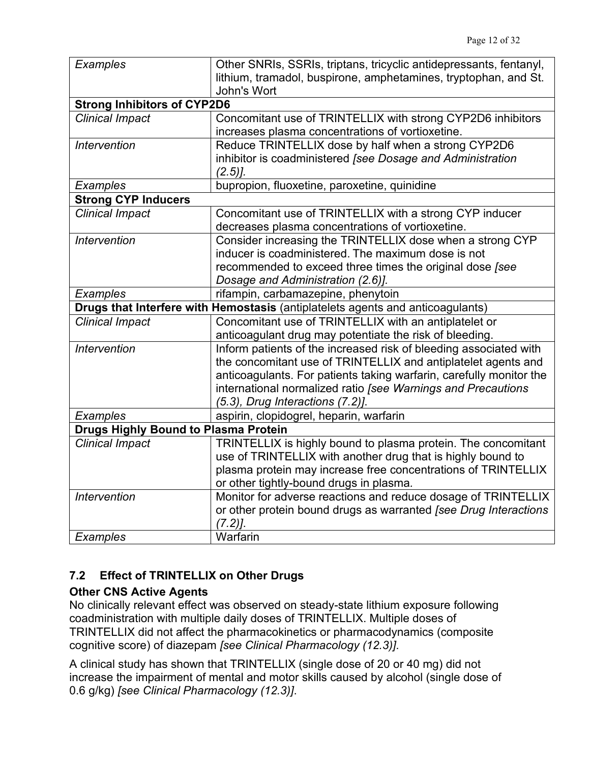| | |
|---|---|
| *Examples* | Other SNRIs, SSRIs, triptans, tricyclic antidepressants, fentanyl, lithium, tramadol, buspirone, amphetamines, tryptophan, and St. John's Wort |
| **Strong Inhibitors of CYP2D6** | |
| *Clinical Impact* | Concomitant use of TRINTELLIX with strong CYP2D6 inhibitors increases plasma concentrations of vortioxetine. |
| *Intervention* | Reduce TRINTELLIX dose by half when a strong CYP2D6 inhibitor is coadministered *[see Dosage and Administration (2.5)].* |
| *Examples* | bupropion, fluoxetine, paroxetine, quinidine |
| **Strong CYP Inducers** | |
| *Clinical Impact* | Concomitant use of TRINTELLIX with a strong CYP inducer decreases plasma concentrations of vortioxetine. |
| *Intervention* | Consider increasing the TRINTELLIX dose when a strong CYP inducer is coadministered. The maximum dose is not recommended to exceed three times the original dose *[see Dosage and Administration (2.6)].* |
| *Examples* | rifampin, carbamazepine, phenytoin |
| **Drugs that Interfere with Hemostasis** (antiplatelets agents and anticoagulants) | |
| *Clinical Impact* | Concomitant use of TRINTELLIX with an antiplatelet or anticoagulant drug may potentiate the risk of bleeding. |
| *Intervention* | Inform patients of the increased risk of bleeding associated with the concomitant use of TRINTELLIX and antiplatelet agents and anticoagulants. For patients taking warfarin, carefully monitor the international normalized ratio *[see Warnings and Precautions (5.3), Drug Interactions (7.2)]*. |
| *Examples* | aspirin, clopidogrel, heparin, warfarin |
| **Drugs Highly Bound to Plasma Protein** | |
| *Clinical Impact* | TRINTELLIX is highly bound to plasma protein. The concomitant use of TRINTELLIX with another drug that is highly bound to plasma protein may increase free concentrations of TRINTELLIX or other tightly-bound drugs in plasma. |
| *Intervention* | Monitor for adverse reactions and reduce dosage of TRINTELLIX or other protein bound drugs as warranted *[see Drug Interactions (7.2)]*. |
| *Examples* | Warfarin |

## 7.2 Effect of TRINTELLIX on Other Drugs

**Other CNS Active Agents**

No clinically relevant effect was observed on steady-state lithium exposure following coadministration with multiple daily doses of TRINTELLIX. Multiple doses of TRINTELLIX did not affect the pharmacokinetics or pharmacodynamics (composite cognitive score) of diazepam *[see Clinical Pharmacology (12.3)]*.

A clinical study has shown that TRINTELLIX (single dose of 20 or 40 mg) did not increase the impairment of mental and motor skills caused by alcohol (single dose of 0.6 g/kg) *[see Clinical Pharmacology (12.3)]*.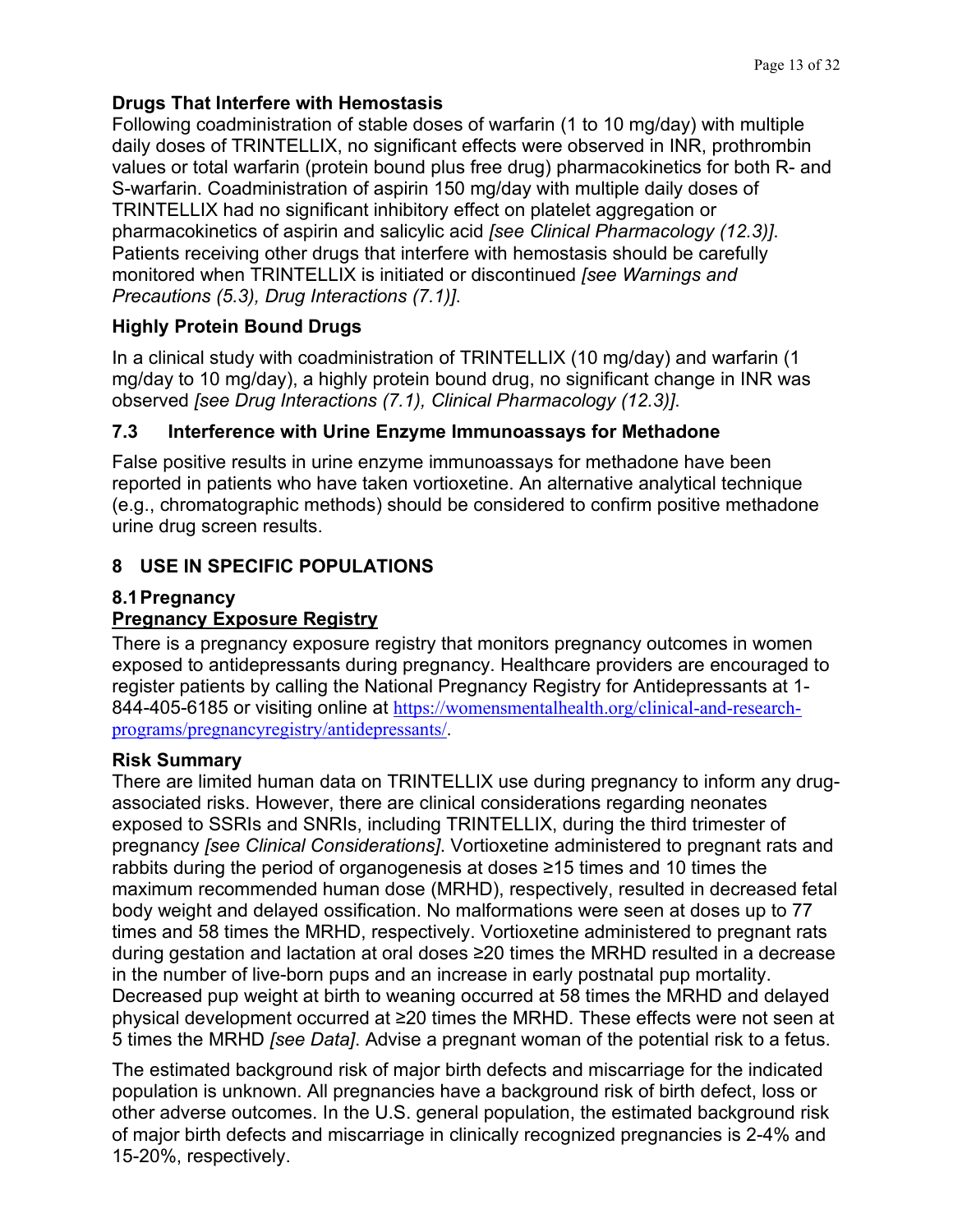**Drugs That Interfere with Hemostasis**

Following coadministration of stable doses of warfarin (1 to 10 mg/day) with multiple daily doses of TRINTELLIX, no significant effects were observed in INR, prothrombin values or total warfarin (protein bound plus free drug) pharmacokinetics for both R- and S-warfarin. Coadministration of aspirin 150 mg/day with multiple daily doses of TRINTELLIX had no significant inhibitory effect on platelet aggregation or pharmacokinetics of aspirin and salicylic acid *[see Clinical Pharmacology (12.3)]*. Patients receiving other drugs that interfere with hemostasis should be carefully monitored when TRINTELLIX is initiated or discontinued *[see Warnings and Precautions (5.3), Drug Interactions (7.1)]*.

**Highly Protein Bound Drugs**

In a clinical study with coadministration of TRINTELLIX (10 mg/day) and warfarin (1 mg/day to 10 mg/day), a highly protein bound drug, no significant change in INR was observed *[see Drug Interactions (7.1), Clinical Pharmacology (12.3)]*.

### 7.3 Interference with Urine Enzyme Immunoassays for Methadone

False positive results in urine enzyme immunoassays for methadone have been reported in patients who have taken vortioxetine. An alternative analytical technique (e.g., chromatographic methods) should be considered to confirm positive methadone urine drug screen results.

## 8 USE IN SPECIFIC POPULATIONS

### 8.1 Pregnancy

**Pregnancy Exposure Registry**

There is a pregnancy exposure registry that monitors pregnancy outcomes in women exposed to antidepressants during pregnancy. Healthcare providers are encouraged to register patients by calling the National Pregnancy Registry for Antidepressants at 1-844-405-6185 or visiting online at https://womensmentalhealth.org/clinical-and-research-programs/pregnancyregistry/antidepressants/.

**Risk Summary**

There are limited human data on TRINTELLIX use during pregnancy to inform any drug-associated risks. However, there are clinical considerations regarding neonates exposed to SSRIs and SNRIs, including TRINTELLIX, during the third trimester of pregnancy *[see Clinical Considerations]*. Vortioxetine administered to pregnant rats and rabbits during the period of organogenesis at doses ≥15 times and 10 times the maximum recommended human dose (MRHD), respectively, resulted in decreased fetal body weight and delayed ossification. No malformations were seen at doses up to 77 times and 58 times the MRHD, respectively. Vortioxetine administered to pregnant rats during gestation and lactation at oral doses ≥20 times the MRHD resulted in a decrease in the number of live-born pups and an increase in early postnatal pup mortality. Decreased pup weight at birth to weaning occurred at 58 times the MRHD and delayed physical development occurred at ≥20 times the MRHD. These effects were not seen at 5 times the MRHD *[see Data]*. Advise a pregnant woman of the potential risk to a fetus.

The estimated background risk of major birth defects and miscarriage for the indicated population is unknown. All pregnancies have a background risk of birth defect, loss or other adverse outcomes. In the U.S. general population, the estimated background risk of major birth defects and miscarriage in clinically recognized pregnancies is 2-4% and 15-20%, respectively.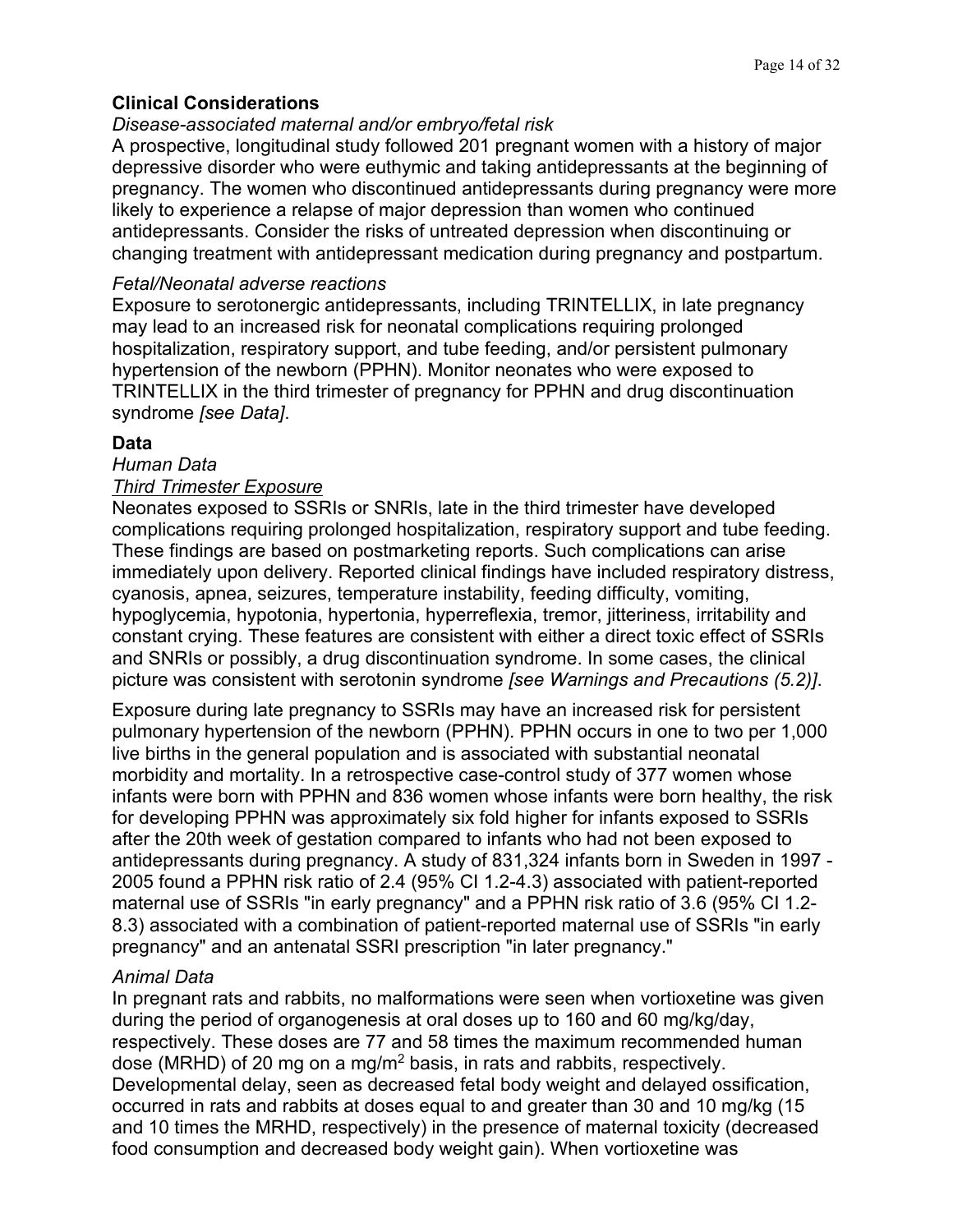**Clinical Considerations**

*Disease-associated maternal and/or embryo/fetal risk*

A prospective, longitudinal study followed 201 pregnant women with a history of major depressive disorder who were euthymic and taking antidepressants at the beginning of pregnancy. The women who discontinued antidepressants during pregnancy were more likely to experience a relapse of major depression than women who continued antidepressants. Consider the risks of untreated depression when discontinuing or changing treatment with antidepressant medication during pregnancy and postpartum.

*Fetal/Neonatal adverse reactions*

Exposure to serotonergic antidepressants, including TRINTELLIX, in late pregnancy may lead to an increased risk for neonatal complications requiring prolonged hospitalization, respiratory support, and tube feeding, and/or persistent pulmonary hypertension of the newborn (PPHN). Monitor neonates who were exposed to TRINTELLIX in the third trimester of pregnancy for PPHN and drug discontinuation syndrome *[see Data]*.

**Data**

*Human Data*

*Third Trimester Exposure*

Neonates exposed to SSRIs or SNRIs, late in the third trimester have developed complications requiring prolonged hospitalization, respiratory support and tube feeding. These findings are based on postmarketing reports. Such complications can arise immediately upon delivery. Reported clinical findings have included respiratory distress, cyanosis, apnea, seizures, temperature instability, feeding difficulty, vomiting, hypoglycemia, hypotonia, hypertonia, hyperreflexia, tremor, jitteriness, irritability and constant crying. These features are consistent with either a direct toxic effect of SSRIs and SNRIs or possibly, a drug discontinuation syndrome. In some cases, the clinical picture was consistent with serotonin syndrome *[see Warnings and Precautions (5.2)]*.

Exposure during late pregnancy to SSRIs may have an increased risk for persistent pulmonary hypertension of the newborn (PPHN). PPHN occurs in one to two per 1,000 live births in the general population and is associated with substantial neonatal morbidity and mortality. In a retrospective case-control study of 377 women whose infants were born with PPHN and 836 women whose infants were born healthy, the risk for developing PPHN was approximately six fold higher for infants exposed to SSRIs after the 20th week of gestation compared to infants who had not been exposed to antidepressants during pregnancy. A study of 831,324 infants born in Sweden in 1997 - 2005 found a PPHN risk ratio of 2.4 (95% CI 1.2-4.3) associated with patient-reported maternal use of SSRIs "in early pregnancy" and a PPHN risk ratio of 3.6 (95% CI 1.2-8.3) associated with a combination of patient-reported maternal use of SSRIs "in early pregnancy" and an antenatal SSRI prescription "in later pregnancy."

*Animal Data*

In pregnant rats and rabbits, no malformations were seen when vortioxetine was given during the period of organogenesis at oral doses up to 160 and 60 mg/kg/day, respectively. These doses are 77 and 58 times the maximum recommended human dose (MRHD) of 20 mg on a mg/m$^2$ basis, in rats and rabbits, respectively. Developmental delay, seen as decreased fetal body weight and delayed ossification, occurred in rats and rabbits at doses equal to and greater than 30 and 10 mg/kg (15 and 10 times the MRHD, respectively) in the presence of maternal toxicity (decreased food consumption and decreased body weight gain). When vortioxetine was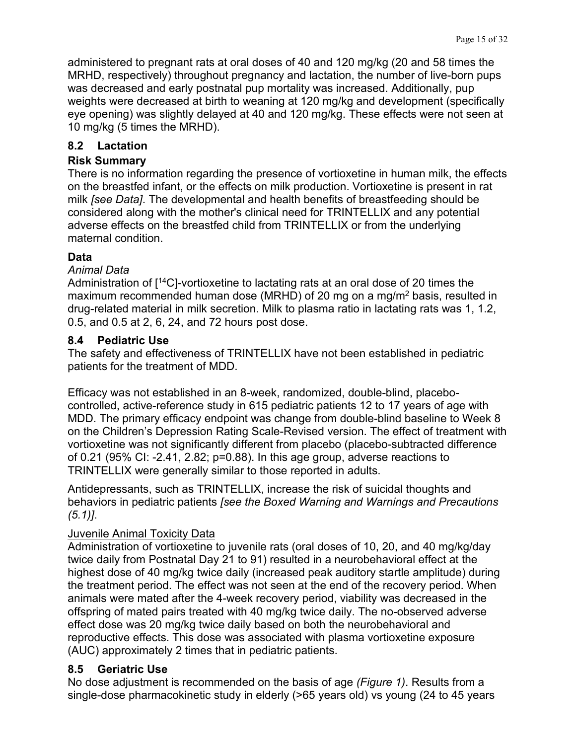administered to pregnant rats at oral doses of 40 and 120 mg/kg (20 and 58 times the MRHD, respectively) throughout pregnancy and lactation, the number of live-born pups was decreased and early postnatal pup mortality was increased. Additionally, pup weights were decreased at birth to weaning at 120 mg/kg and development (specifically eye opening) was slightly delayed at 40 and 120 mg/kg. These effects were not seen at 10 mg/kg (5 times the MRHD).

## 8.2 Lactation

### Risk Summary

There is no information regarding the presence of vortioxetine in human milk, the effects on the breastfed infant, or the effects on milk production. Vortioxetine is present in rat milk *[see Data]*. The developmental and health benefits of breastfeeding should be considered along with the mother's clinical need for TRINTELLIX and any potential adverse effects on the breastfed child from TRINTELLIX or from the underlying maternal condition.

### Data

*Animal Data*

Administration of [$^{14}$C]-vortioxetine to lactating rats at an oral dose of 20 times the maximum recommended human dose (MRHD) of 20 mg on a mg/m$^2$ basis, resulted in drug-related material in milk secretion. Milk to plasma ratio in lactating rats was 1, 1.2, 0.5, and 0.5 at 2, 6, 24, and 72 hours post dose.

## 8.4 Pediatric Use

The safety and effectiveness of TRINTELLIX have not been established in pediatric patients for the treatment of MDD.

Efficacy was not established in an 8-week, randomized, double-blind, placebo-controlled, active-reference study in 615 pediatric patients 12 to 17 years of age with MDD. The primary efficacy endpoint was change from double-blind baseline to Week 8 on the Children's Depression Rating Scale-Revised version. The effect of treatment with vortioxetine was not significantly different from placebo (placebo-subtracted difference of 0.21 (95% CI: -2.41, 2.82; p=0.88). In this age group, adverse reactions to TRINTELLIX were generally similar to those reported in adults.

Antidepressants, such as TRINTELLIX, increase the risk of suicidal thoughts and behaviors in pediatric patients *[see the Boxed Warning and Warnings and Precautions (5.1)]*.

Juvenile Animal Toxicity Data

Administration of vortioxetine to juvenile rats (oral doses of 10, 20, and 40 mg/kg/day twice daily from Postnatal Day 21 to 91) resulted in a neurobehavioral effect at the highest dose of 40 mg/kg twice daily (increased peak auditory startle amplitude) during the treatment period. The effect was not seen at the end of the recovery period. When animals were mated after the 4-week recovery period, viability was decreased in the offspring of mated pairs treated with 40 mg/kg twice daily. The no-observed adverse effect dose was 20 mg/kg twice daily based on both the neurobehavioral and reproductive effects. This dose was associated with plasma vortioxetine exposure (AUC) approximately 2 times that in pediatric patients.

## 8.5 Geriatric Use

No dose adjustment is recommended on the basis of age *(Figure 1)*. Results from a single-dose pharmacokinetic study in elderly (>65 years old) vs young (24 to 45 years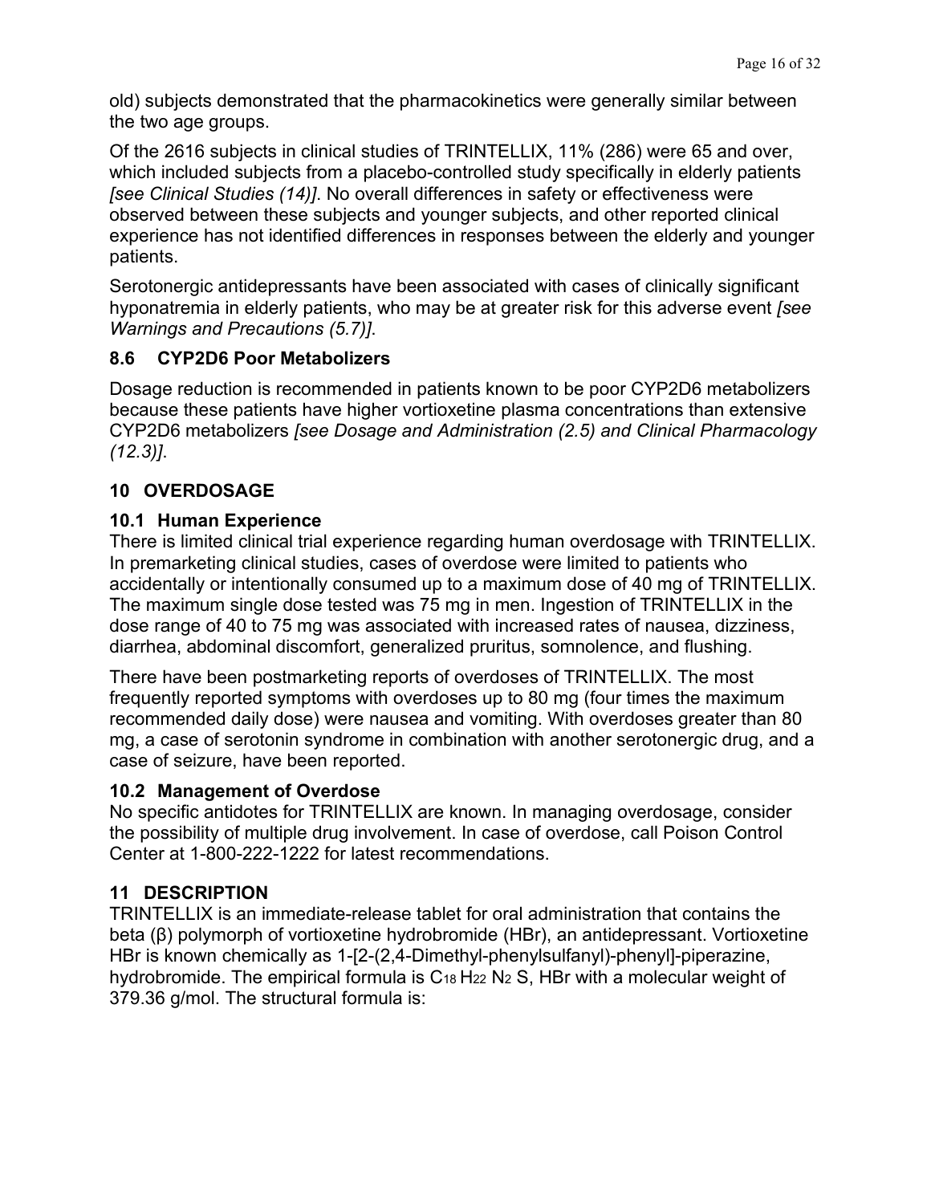old) subjects demonstrated that the pharmacokinetics were generally similar between the two age groups.

Of the 2616 subjects in clinical studies of TRINTELLIX, 11% (286) were 65 and over, which included subjects from a placebo-controlled study specifically in elderly patients *[see Clinical Studies (14)]*. No overall differences in safety or effectiveness were observed between these subjects and younger subjects, and other reported clinical experience has not identified differences in responses between the elderly and younger patients.

Serotonergic antidepressants have been associated with cases of clinically significant hyponatremia in elderly patients, who may be at greater risk for this adverse event *[see Warnings and Precautions (5.7)]*.

### 8.6 CYP2D6 Poor Metabolizers

Dosage reduction is recommended in patients known to be poor CYP2D6 metabolizers because these patients have higher vortioxetine plasma concentrations than extensive CYP2D6 metabolizers *[see Dosage and Administration (2.5) and Clinical Pharmacology (12.3)]*.

## 10 OVERDOSAGE

### 10.1 Human Experience

There is limited clinical trial experience regarding human overdosage with TRINTELLIX. In premarketing clinical studies, cases of overdose were limited to patients who accidentally or intentionally consumed up to a maximum dose of 40 mg of TRINTELLIX. The maximum single dose tested was 75 mg in men. Ingestion of TRINTELLIX in the dose range of 40 to 75 mg was associated with increased rates of nausea, dizziness, diarrhea, abdominal discomfort, generalized pruritus, somnolence, and flushing.

There have been postmarketing reports of overdoses of TRINTELLIX. The most frequently reported symptoms with overdoses up to 80 mg (four times the maximum recommended daily dose) were nausea and vomiting. With overdoses greater than 80 mg, a case of serotonin syndrome in combination with another serotonergic drug, and a case of seizure, have been reported.

### 10.2 Management of Overdose

No specific antidotes for TRINTELLIX are known. In managing overdosage, consider the possibility of multiple drug involvement. In case of overdose, call Poison Control Center at 1-800-222-1222 for latest recommendations.

## 11 DESCRIPTION

TRINTELLIX is an immediate-release tablet for oral administration that contains the beta (β) polymorph of vortioxetine hydrobromide (HBr), an antidepressant. Vortioxetine HBr is known chemically as 1-[2-(2,4-Dimethyl-phenylsulfanyl)-phenyl]-piperazine, hydrobromide. The empirical formula is $C_{18}H_{22}N_2S$, HBr with a molecular weight of 379.36 g/mol. The structural formula is: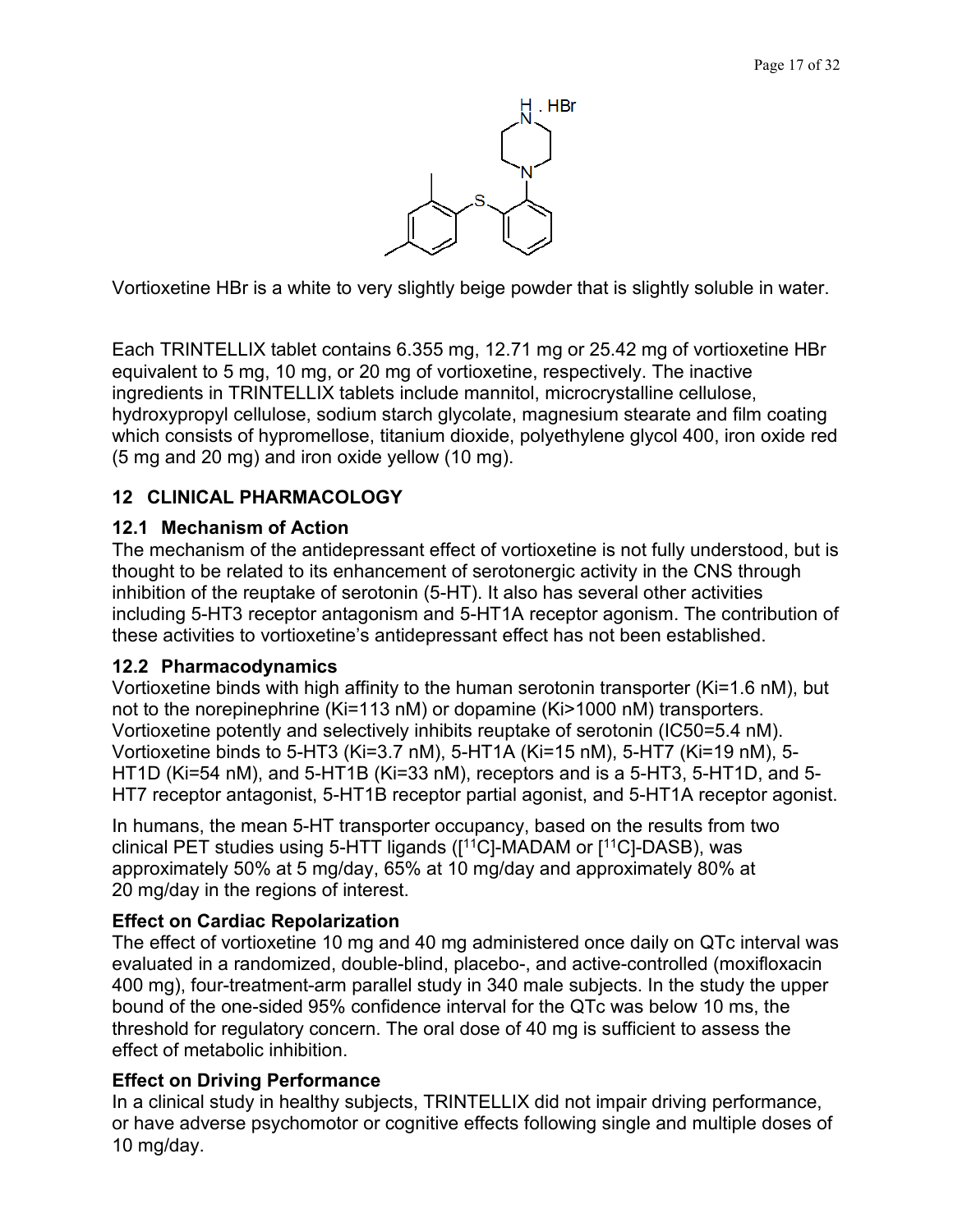Vortioxetine HBr is a white to very slightly beige powder that is slightly soluble in water.

Each TRINTELLIX tablet contains 6.355 mg, 12.71 mg or 25.42 mg of vortioxetine HBr equivalent to 5 mg, 10 mg, or 20 mg of vortioxetine, respectively. The inactive ingredients in TRINTELLIX tablets include mannitol, microcrystalline cellulose, hydroxypropyl cellulose, sodium starch glycolate, magnesium stearate and film coating which consists of hypromellose, titanium dioxide, polyethylene glycol 400, iron oxide red (5 mg and 20 mg) and iron oxide yellow (10 mg).

## 12 CLINICAL PHARMACOLOGY

### 12.1 Mechanism of Action

The mechanism of the antidepressant effect of vortioxetine is not fully understood, but is thought to be related to its enhancement of serotonergic activity in the CNS through inhibition of the reuptake of serotonin (5-HT). It also has several other activities including 5-HT3 receptor antagonism and 5-HT1A receptor agonism. The contribution of these activities to vortioxetine's antidepressant effect has not been established.

### 12.2 Pharmacodynamics

Vortioxetine binds with high affinity to the human serotonin transporter (Ki=1.6 nM), but not to the norepinephrine (Ki=113 nM) or dopamine (Ki>1000 nM) transporters. Vortioxetine potently and selectively inhibits reuptake of serotonin (IC50=5.4 nM). Vortioxetine binds to 5-HT3 (Ki=3.7 nM), 5-HT1A (Ki=15 nM), 5-HT7 (Ki=19 nM), 5-HT1D (Ki=54 nM), and 5-HT1B (Ki=33 nM), receptors and is a 5-HT3, 5-HT1D, and 5-HT7 receptor antagonist, 5-HT1B receptor partial agonist, and 5-HT1A receptor agonist.

In humans, the mean 5-HT transporter occupancy, based on the results from two clinical PET studies using 5-HTT ligands ([$^{11}$C]-MADAM or [$^{11}$C]-DASB), was approximately 50% at 5 mg/day, 65% at 10 mg/day and approximately 80% at 20 mg/day in the regions of interest.

**Effect on Cardiac Repolarization**

The effect of vortioxetine 10 mg and 40 mg administered once daily on QTc interval was evaluated in a randomized, double-blind, placebo-, and active-controlled (moxifloxacin 400 mg), four-treatment-arm parallel study in 340 male subjects. In the study the upper bound of the one-sided 95% confidence interval for the QTc was below 10 ms, the threshold for regulatory concern. The oral dose of 40 mg is sufficient to assess the effect of metabolic inhibition.

**Effect on Driving Performance**

In a clinical study in healthy subjects, TRINTELLIX did not impair driving performance, or have adverse psychomotor or cognitive effects following single and multiple doses of 10 mg/day.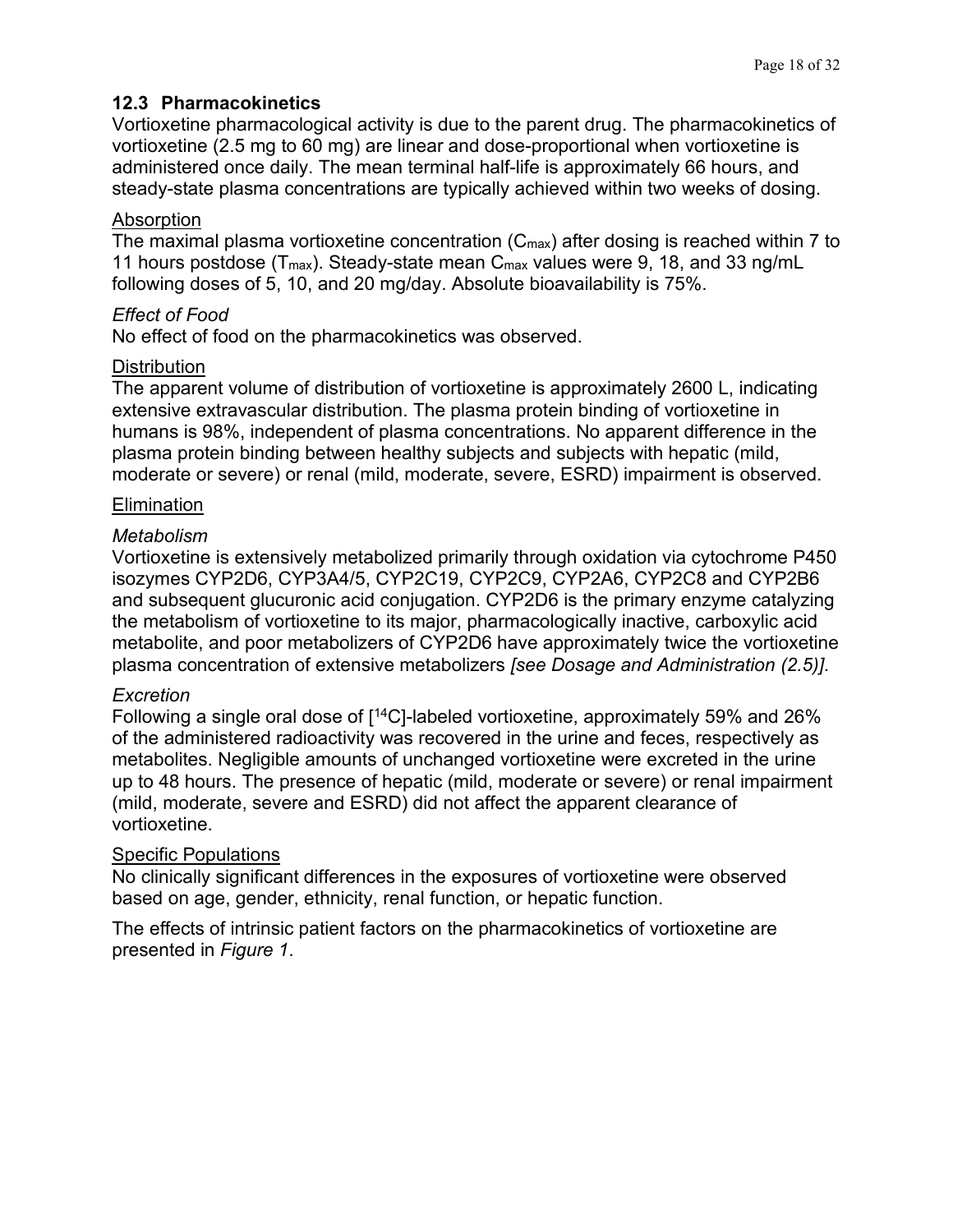## 12.3 Pharmacokinetics

Vortioxetine pharmacological activity is due to the parent drug. The pharmacokinetics of vortioxetine (2.5 mg to 60 mg) are linear and dose-proportional when vortioxetine is administered once daily. The mean terminal half-life is approximately 66 hours, and steady-state plasma concentrations are typically achieved within two weeks of dosing.

Absorption

The maximal plasma vortioxetine concentration ($C_{max}$) after dosing is reached within 7 to 11 hours postdose ($T_{max}$). Steady-state mean $C_{max}$ values were 9, 18, and 33 ng/mL following doses of 5, 10, and 20 mg/day. Absolute bioavailability is 75%.

*Effect of Food*

No effect of food on the pharmacokinetics was observed.

Distribution

The apparent volume of distribution of vortioxetine is approximately 2600 L, indicating extensive extravascular distribution. The plasma protein binding of vortioxetine in humans is 98%, independent of plasma concentrations. No apparent difference in the plasma protein binding between healthy subjects and subjects with hepatic (mild, moderate or severe) or renal (mild, moderate, severe, ESRD) impairment is observed.

Elimination

*Metabolism*

Vortioxetine is extensively metabolized primarily through oxidation via cytochrome P450 isozymes CYP2D6, CYP3A4/5, CYP2C19, CYP2C9, CYP2A6, CYP2C8 and CYP2B6 and subsequent glucuronic acid conjugation. CYP2D6 is the primary enzyme catalyzing the metabolism of vortioxetine to its major, pharmacologically inactive, carboxylic acid metabolite, and poor metabolizers of CYP2D6 have approximately twice the vortioxetine plasma concentration of extensive metabolizers *[see Dosage and Administration (2.5)]*.

*Excretion*

Following a single oral dose of [$^{14}$C]-labeled vortioxetine, approximately 59% and 26% of the administered radioactivity was recovered in the urine and feces, respectively as metabolites. Negligible amounts of unchanged vortioxetine were excreted in the urine up to 48 hours. The presence of hepatic (mild, moderate or severe) or renal impairment (mild, moderate, severe and ESRD) did not affect the apparent clearance of vortioxetine.

Specific Populations

No clinically significant differences in the exposures of vortioxetine were observed based on age, gender, ethnicity, renal function, or hepatic function.

The effects of intrinsic patient factors on the pharmacokinetics of vortioxetine are presented in *Figure 1*.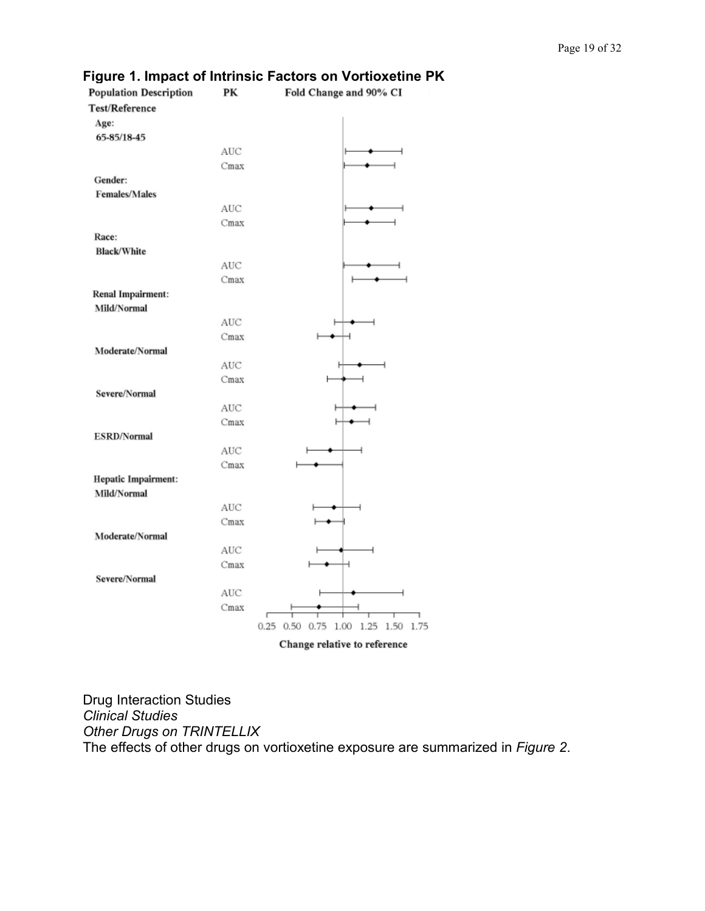**Figure 1. Impact of Intrinsic Factors on Vortioxetine PK**

Population Description | PK | Fold Change and 90% CI

Test/Reference

Age:
65-85/18-45
AUC
Cmax

Gender:
Females/Males
AUC
Cmax

Race:
Black/White
AUC
Cmax

Renal Impairment:
Mild/Normal
AUC
Cmax

Moderate/Normal
AUC
Cmax

Severe/Normal
AUC
Cmax

ESRD/Normal
AUC
Cmax

Hepatic Impairment:
Mild/Normal
AUC
Cmax

Moderate/Normal
AUC
Cmax

Severe/Normal
AUC
Cmax

0.25 0.50 0.75 1.00 1.25 1.50 1.75

Change relative to reference

Drug Interaction Studies

*Clinical Studies*

*Other Drugs on TRINTELLIX*

The effects of other drugs on vortioxetine exposure are summarized in *Figure 2*.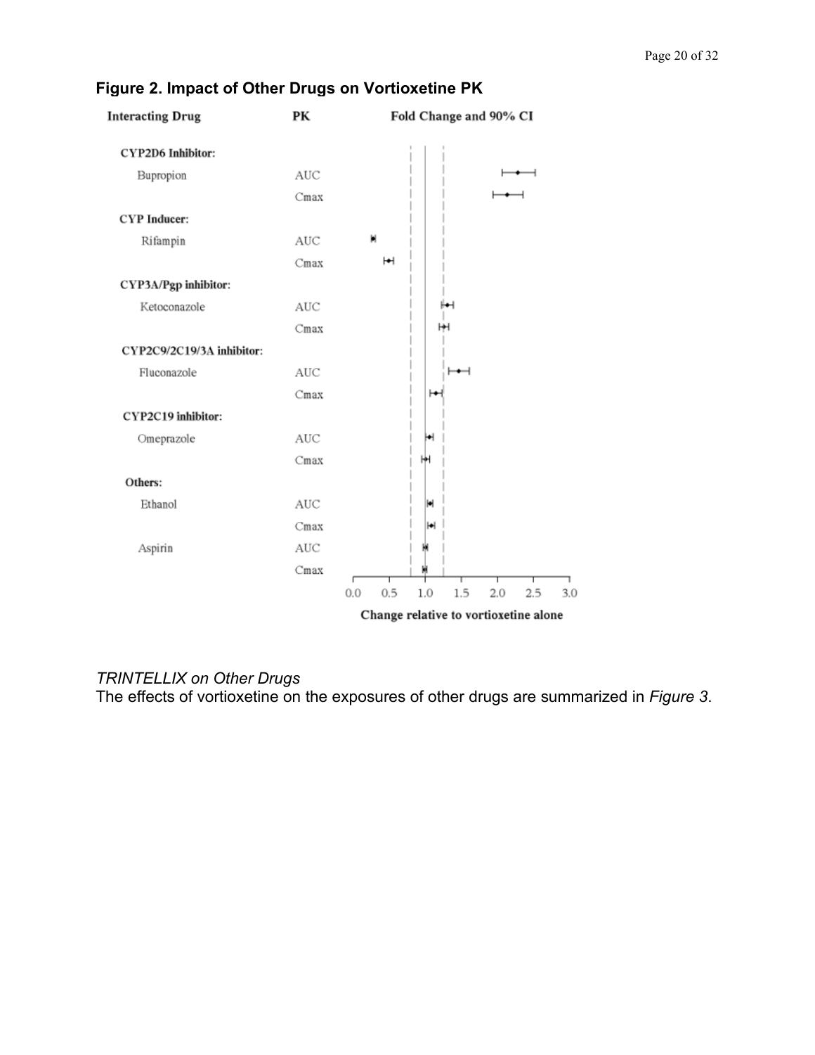**Figure 2. Impact of Other Drugs on Vortioxetine PK**

| Interacting Drug | PK | Fold Change and 90% CI |
|---|---|---|
| **CYP2D6 Inhibitor:** | | |
| Bupropion | AUC | |
| | Cmax | |
| **CYP Inducer:** | | |
| Rifampin | AUC | |
| | Cmax | |
| **CYP3A/Pgp inhibitor:** | | |
| Ketoconazole | AUC | |
| | Cmax | |
| **CYP2C9/2C19/3A inhibitor:** | | |
| Fluconazole | AUC | |
| | Cmax | |
| **CYP2C19 inhibitor:** | | |
| Omeprazole | AUC | |
| | Cmax | |
| **Others:** | | |
| Ethanol | AUC | |
| | Cmax | |
| Aspirin | AUC | |
| | Cmax | |

0.0 0.5 1.0 1.5 2.0 2.5 3.0

Change relative to vortioxetine alone

*TRINTELLIX on Other Drugs*

The effects of vortioxetine on the exposures of other drugs are summarized in *Figure 3*.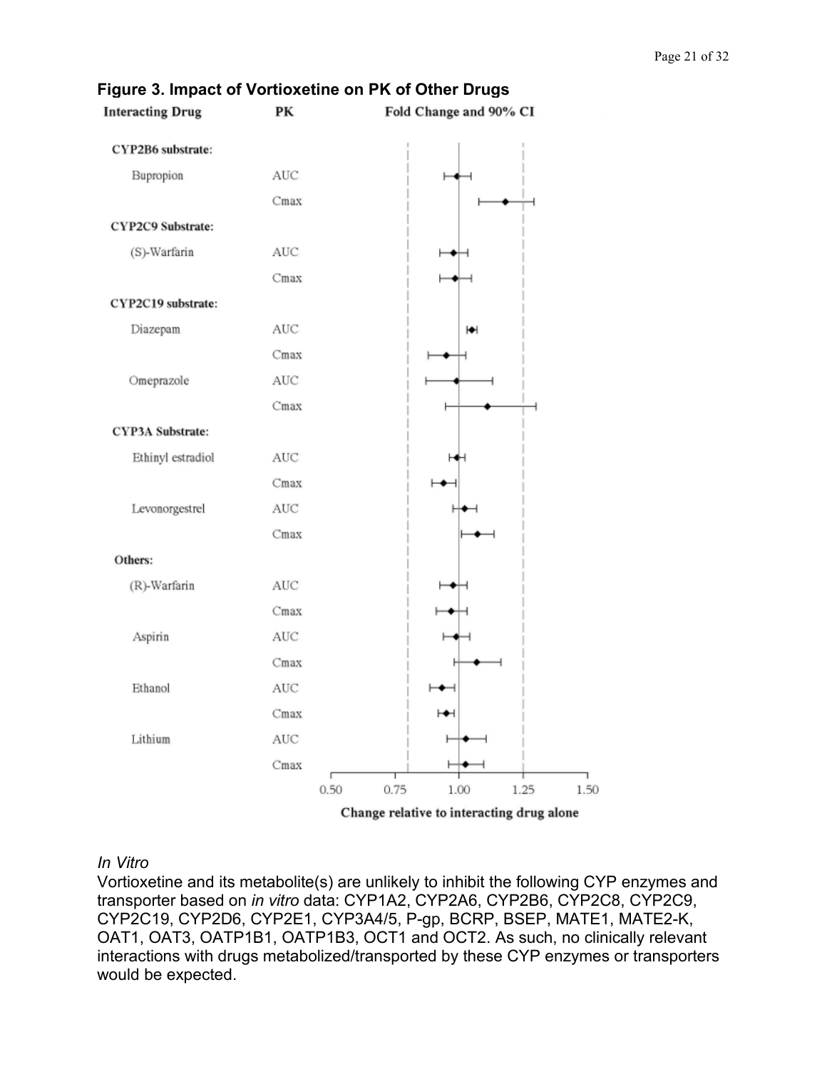**Figure 3. Impact of Vortioxetine on PK of Other Drugs**

| Interacting Drug | PK | Fold Change and 90% CI |
|---|---|---|
| **CYP2B6 substrate:** | | |
| Bupropion | AUC | |
| | Cmax | |
| **CYP2C9 Substrate:** | | |
| (S)-Warfarin | AUC | |
| | Cmax | |
| **CYP2C19 substrate:** | | |
| Diazepam | AUC | |
| | Cmax | |
| Omeprazole | AUC | |
| | Cmax | |
| **CYP3A Substrate:** | | |
| Ethinyl estradiol | AUC | |
| | Cmax | |
| Levonorgestrel | AUC | |
| | Cmax | |
| **Others:** | | |
| (R)-Warfarin | AUC | |
| | Cmax | |
| Aspirin | AUC | |
| | Cmax | |
| Ethanol | AUC | |
| | Cmax | |
| Lithium | AUC | |
| | Cmax | |

Change relative to interacting drug alone (axis: 0.50, 0.75, 1.00, 1.25, 1.50)

*In Vitro*

Vortioxetine and its metabolite(s) are unlikely to inhibit the following CYP enzymes and transporter based on *in vitro* data: CYP1A2, CYP2A6, CYP2B6, CYP2C8, CYP2C9, CYP2C19, CYP2D6, CYP2E1, CYP3A4/5, P-gp, BCRP, BSEP, MATE1, MATE2-K, OAT1, OAT3, OATP1B1, OATP1B3, OCT1 and OCT2. As such, no clinically relevant interactions with drugs metabolized/transported by these CYP enzymes or transporters would be expected.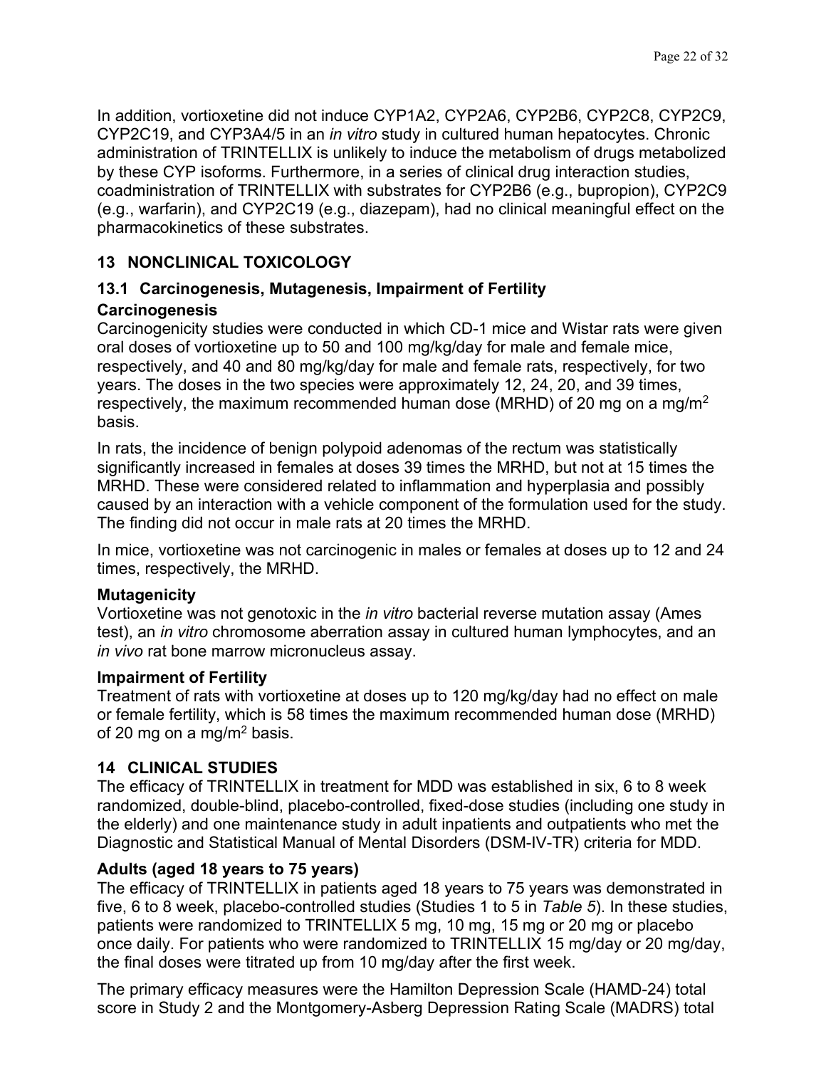In addition, vortioxetine did not induce CYP1A2, CYP2A6, CYP2B6, CYP2C8, CYP2C9, CYP2C19, and CYP3A4/5 in an *in vitro* study in cultured human hepatocytes. Chronic administration of TRINTELLIX is unlikely to induce the metabolism of drugs metabolized by these CYP isoforms. Furthermore, in a series of clinical drug interaction studies, coadministration of TRINTELLIX with substrates for CYP2B6 (e.g., bupropion), CYP2C9 (e.g., warfarin), and CYP2C19 (e.g., diazepam), had no clinical meaningful effect on the pharmacokinetics of these substrates.

## 13 NONCLINICAL TOXICOLOGY

### 13.1 Carcinogenesis, Mutagenesis, Impairment of Fertility

**Carcinogenesis**

Carcinogenicity studies were conducted in which CD-1 mice and Wistar rats were given oral doses of vortioxetine up to 50 and 100 mg/kg/day for male and female mice, respectively, and 40 and 80 mg/kg/day for male and female rats, respectively, for two years. The doses in the two species were approximately 12, 24, 20, and 39 times, respectively, the maximum recommended human dose (MRHD) of 20 mg on a mg/m$^2$ basis.

In rats, the incidence of benign polypoid adenomas of the rectum was statistically significantly increased in females at doses 39 times the MRHD, but not at 15 times the MRHD. These were considered related to inflammation and hyperplasia and possibly caused by an interaction with a vehicle component of the formulation used for the study. The finding did not occur in male rats at 20 times the MRHD.

In mice, vortioxetine was not carcinogenic in males or females at doses up to 12 and 24 times, respectively, the MRHD.

**Mutagenicity**

Vortioxetine was not genotoxic in the *in vitro* bacterial reverse mutation assay (Ames test), an *in vitro* chromosome aberration assay in cultured human lymphocytes, and an *in vivo* rat bone marrow micronucleus assay.

**Impairment of Fertility**

Treatment of rats with vortioxetine at doses up to 120 mg/kg/day had no effect on male or female fertility, which is 58 times the maximum recommended human dose (MRHD) of 20 mg on a mg/m$^2$ basis.

## 14 CLINICAL STUDIES

The efficacy of TRINTELLIX in treatment for MDD was established in six, 6 to 8 week randomized, double-blind, placebo-controlled, fixed-dose studies (including one study in the elderly) and one maintenance study in adult inpatients and outpatients who met the Diagnostic and Statistical Manual of Mental Disorders (DSM-IV-TR) criteria for MDD.

**Adults (aged 18 years to 75 years)**

The efficacy of TRINTELLIX in patients aged 18 years to 75 years was demonstrated in five, 6 to 8 week, placebo-controlled studies (Studies 1 to 5 in *Table 5*). In these studies, patients were randomized to TRINTELLIX 5 mg, 10 mg, 15 mg or 20 mg or placebo once daily. For patients who were randomized to TRINTELLIX 15 mg/day or 20 mg/day, the final doses were titrated up from 10 mg/day after the first week.

The primary efficacy measures were the Hamilton Depression Scale (HAMD-24) total score in Study 2 and the Montgomery-Asberg Depression Rating Scale (MADRS) total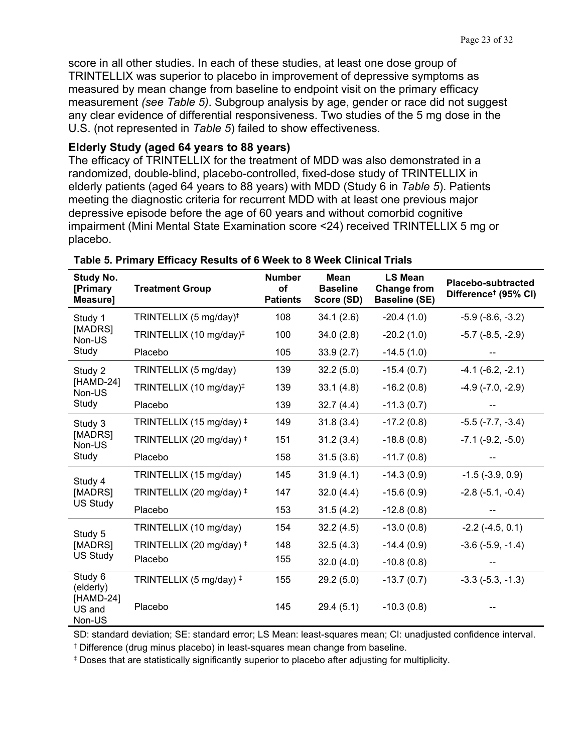score in all other studies. In each of these studies, at least one dose group of TRINTELLIX was superior to placebo in improvement of depressive symptoms as measured by mean change from baseline to endpoint visit on the primary efficacy measurement *(see Table 5)*. Subgroup analysis by age, gender or race did not suggest any clear evidence of differential responsiveness. Two studies of the 5 mg dose in the U.S. (not represented in *Table 5*) failed to show effectiveness.

**Elderly Study (aged 64 years to 88 years)**

The efficacy of TRINTELLIX for the treatment of MDD was also demonstrated in a randomized, double-blind, placebo-controlled, fixed-dose study of TRINTELLIX in elderly patients (aged 64 years to 88 years) with MDD (Study 6 in *Table 5*). Patients meeting the diagnostic criteria for recurrent MDD with at least one previous major depressive episode before the age of 60 years and without comorbid cognitive impairment (Mini Mental State Examination score <24) received TRINTELLIX 5 mg or placebo.

**Table 5. Primary Efficacy Results of 6 Week to 8 Week Clinical Trials**

| Study No. [Primary Measure] | Treatment Group | Number of Patients | Mean Baseline Score (SD) | LS Mean Change from Baseline (SE) | Placebo-subtracted Difference† (95% CI) |
|---|---|---|---|---|---|
| Study 1 [MADRS] Non-US Study | TRINTELLIX (5 mg/day)‡ | 108 | 34.1 (2.6) | -20.4 (1.0) | -5.9 (-8.6, -3.2) |
| | TRINTELLIX (10 mg/day)‡ | 100 | 34.0 (2.8) | -20.2 (1.0) | -5.7 (-8.5, -2.9) |
| | Placebo | 105 | 33.9 (2.7) | -14.5 (1.0) | -- |
| Study 2 [HAMD-24] Non-US Study | TRINTELLIX (5 mg/day) | 139 | 32.2 (5.0) | -15.4 (0.7) | -4.1 (-6.2, -2.1) |
| | TRINTELLIX (10 mg/day)‡ | 139 | 33.1 (4.8) | -16.2 (0.8) | -4.9 (-7.0, -2.9) |
| | Placebo | 139 | 32.7 (4.4) | -11.3 (0.7) | -- |
| Study 3 [MADRS] Non-US Study | TRINTELLIX (15 mg/day) ‡ | 149 | 31.8 (3.4) | -17.2 (0.8) | -5.5 (-7.7, -3.4) |
| | TRINTELLIX (20 mg/day) ‡ | 151 | 31.2 (3.4) | -18.8 (0.8) | -7.1 (-9.2, -5.0) |
| | Placebo | 158 | 31.5 (3.6) | -11.7 (0.8) | -- |
| Study 4 [MADRS] US Study | TRINTELLIX (15 mg/day) | 145 | 31.9 (4.1) | -14.3 (0.9) | -1.5 (-3.9, 0.9) |
| | TRINTELLIX (20 mg/day) ‡ | 147 | 32.0 (4.4) | -15.6 (0.9) | -2.8 (-5.1, -0.4) |
| | Placebo | 153 | 31.5 (4.2) | -12.8 (0.8) | -- |
| Study 5 [MADRS] US Study | TRINTELLIX (10 mg/day) | 154 | 32.2 (4.5) | -13.0 (0.8) | -2.2 (-4.5, 0.1) |
| | TRINTELLIX (20 mg/day) ‡ | 148 | 32.5 (4.3) | -14.4 (0.9) | -3.6 (-5.9, -1.4) |
| | Placebo | 155 | 32.0 (4.0) | -10.8 (0.8) | -- |
| Study 6 (elderly) [HAMD-24] US and Non-US | TRINTELLIX (5 mg/day) ‡ | 155 | 29.2 (5.0) | -13.7 (0.7) | -3.3 (-5.3, -1.3) |
| | Placebo | 145 | 29.4 (5.1) | -10.3 (0.8) | -- |

SD: standard deviation; SE: standard error; LS Mean: least-squares mean; CI: unadjusted confidence interval.

† Difference (drug minus placebo) in least-squares mean change from baseline.

‡ Doses that are statistically significantly superior to placebo after adjusting for multiplicity.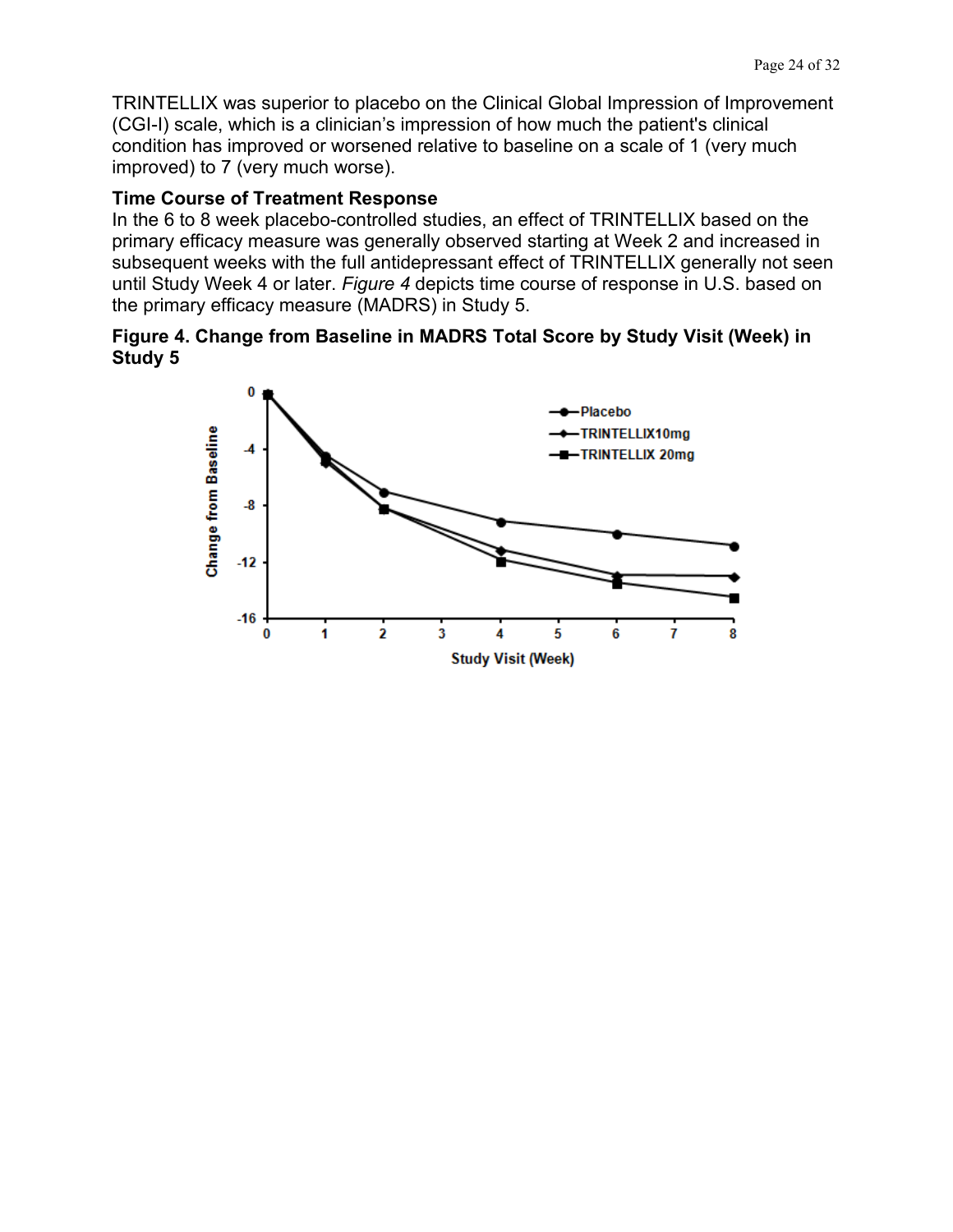TRINTELLIX was superior to placebo on the Clinical Global Impression of Improvement (CGI-I) scale, which is a clinician's impression of how much the patient's clinical condition has improved or worsened relative to baseline on a scale of 1 (very much improved) to 7 (very much worse).

**Time Course of Treatment Response**

In the 6 to 8 week placebo-controlled studies, an effect of TRINTELLIX based on the primary efficacy measure was generally observed starting at Week 2 and increased in subsequent weeks with the full antidepressant effect of TRINTELLIX generally not seen until Study Week 4 or later. *Figure 4* depicts time course of response in U.S. based on the primary efficacy measure (MADRS) in Study 5.

**Figure 4. Change from Baseline in MADRS Total Score by Study Visit (Week) in Study 5**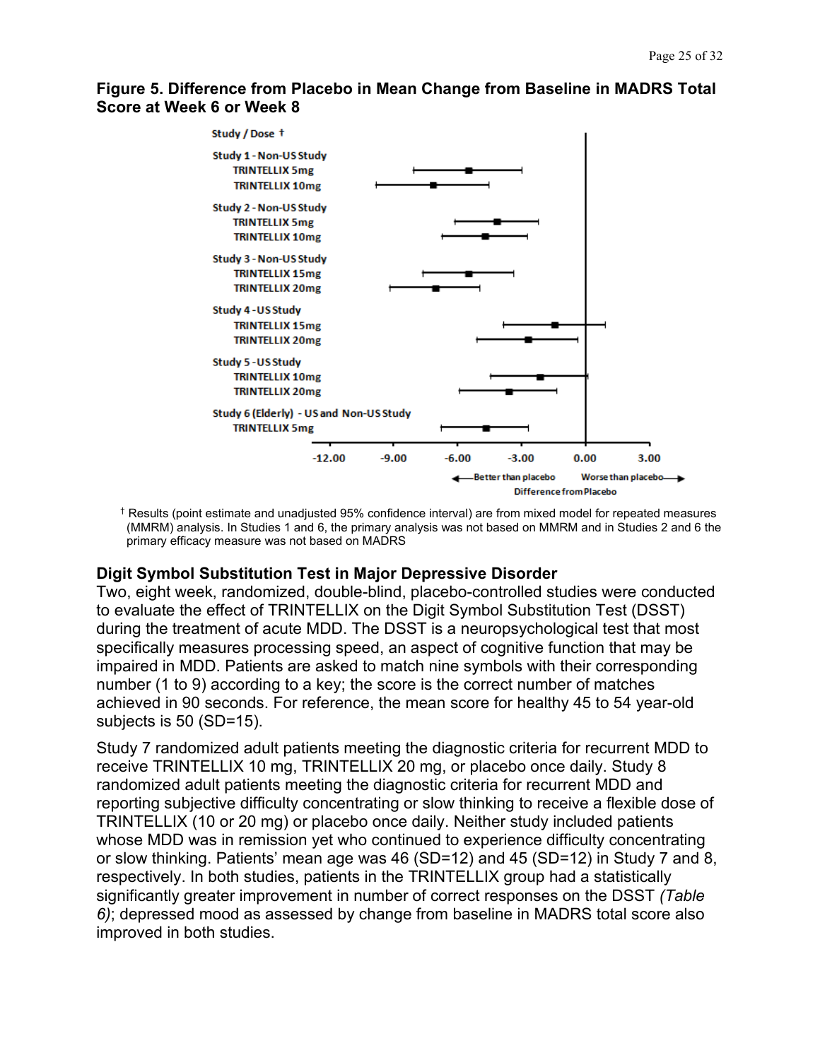**Figure 5. Difference from Placebo in Mean Change from Baseline in MADRS Total Score at Week 6 or Week 8**

Study / Dose †

Study 1 - Non-US Study
- TRINTELLIX 5mg
- TRINTELLIX 10mg

Study 2 - Non-US Study
- TRINTELLIX 5mg
- TRINTELLIX 10mg

Study 3 - Non-US Study
- TRINTELLIX 15mg
- TRINTELLIX 20mg

Study 4 - US Study
- TRINTELLIX 15mg
- TRINTELLIX 20mg

Study 5 - US Study
- TRINTELLIX 10mg
- TRINTELLIX 20mg

Study 6 (Elderly) - US and Non-US Study
- TRINTELLIX 5mg

-12.00 -9.00 -6.00 -3.00 0.00 3.00

← Better than placebo Worse than placebo →

Difference from Placebo

† Results (point estimate and unadjusted 95% confidence interval) are from mixed model for repeated measures (MMRM) analysis. In Studies 1 and 6, the primary analysis was not based on MMRM and in Studies 2 and 6 the primary efficacy measure was not based on MADRS

**Digit Symbol Substitution Test in Major Depressive Disorder**

Two, eight week, randomized, double-blind, placebo-controlled studies were conducted to evaluate the effect of TRINTELLIX on the Digit Symbol Substitution Test (DSST) during the treatment of acute MDD. The DSST is a neuropsychological test that most specifically measures processing speed, an aspect of cognitive function that may be impaired in MDD. Patients are asked to match nine symbols with their corresponding number (1 to 9) according to a key; the score is the correct number of matches achieved in 90 seconds. For reference, the mean score for healthy 45 to 54 year-old subjects is 50 (SD=15).

Study 7 randomized adult patients meeting the diagnostic criteria for recurrent MDD to receive TRINTELLIX 10 mg, TRINTELLIX 20 mg, or placebo once daily. Study 8 randomized adult patients meeting the diagnostic criteria for recurrent MDD and reporting subjective difficulty concentrating or slow thinking to receive a flexible dose of TRINTELLIX (10 or 20 mg) or placebo once daily. Neither study included patients whose MDD was in remission yet who continued to experience difficulty concentrating or slow thinking. Patients' mean age was 46 (SD=12) and 45 (SD=12) in Study 7 and 8, respectively. In both studies, patients in the TRINTELLIX group had a statistically significantly greater improvement in number of correct responses on the DSST *(Table 6)*; depressed mood as assessed by change from baseline in MADRS total score also improved in both studies.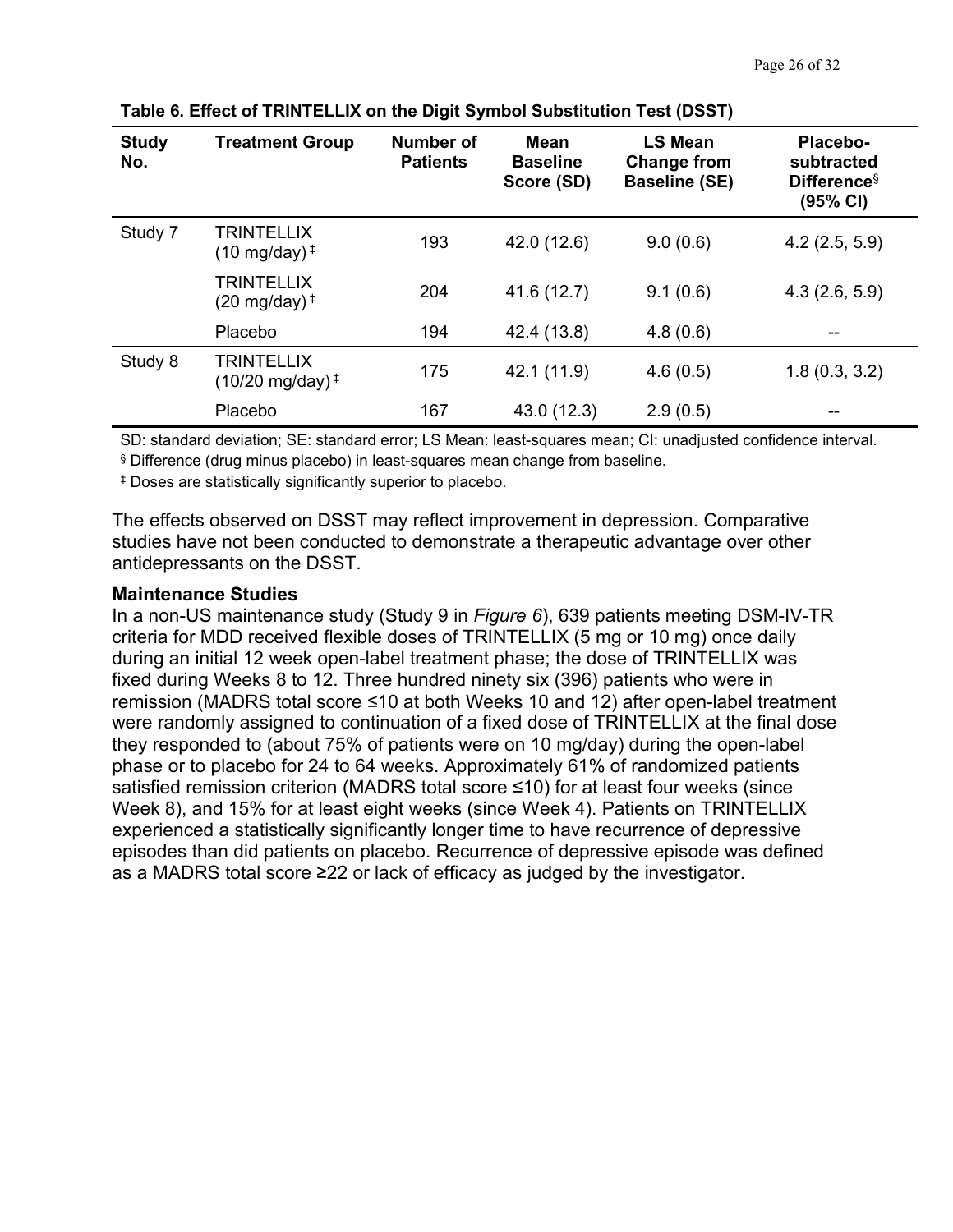**Table 6. Effect of TRINTELLIX on the Digit Symbol Substitution Test (DSST)**

| Study No. | Treatment Group | Number of Patients | Mean Baseline Score (SD) | LS Mean Change from Baseline (SE) | Placebo-subtracted Difference§ (95% CI) |
|---|---|---|---|---|---|
| Study 7 | TRINTELLIX (10 mg/day) ‡ | 193 | 42.0 (12.6) | 9.0 (0.6) | 4.2 (2.5, 5.9) |
| | TRINTELLIX (20 mg/day) ‡ | 204 | 41.6 (12.7) | 9.1 (0.6) | 4.3 (2.6, 5.9) |
| | Placebo | 194 | 42.4 (13.8) | 4.8 (0.6) | -- |
| Study 8 | TRINTELLIX (10/20 mg/day) ‡ | 175 | 42.1 (11.9) | 4.6 (0.5) | 1.8 (0.3, 3.2) |
| | Placebo | 167 | 43.0 (12.3) | 2.9 (0.5) | -- |

SD: standard deviation; SE: standard error; LS Mean: least-squares mean; CI: unadjusted confidence interval.

§ Difference (drug minus placebo) in least-squares mean change from baseline.

‡ Doses are statistically significantly superior to placebo.

The effects observed on DSST may reflect improvement in depression. Comparative studies have not been conducted to demonstrate a therapeutic advantage over other antidepressants on the DSST.

**Maintenance Studies**

In a non-US maintenance study (Study 9 in *Figure 6*), 639 patients meeting DSM-IV-TR criteria for MDD received flexible doses of TRINTELLIX (5 mg or 10 mg) once daily during an initial 12 week open-label treatment phase; the dose of TRINTELLIX was fixed during Weeks 8 to 12. Three hundred ninety six (396) patients who were in remission (MADRS total score ≤10 at both Weeks 10 and 12) after open-label treatment were randomly assigned to continuation of a fixed dose of TRINTELLIX at the final dose they responded to (about 75% of patients were on 10 mg/day) during the open-label phase or to placebo for 24 to 64 weeks. Approximately 61% of randomized patients satisfied remission criterion (MADRS total score ≤10) for at least four weeks (since Week 8), and 15% for at least eight weeks (since Week 4). Patients on TRINTELLIX experienced a statistically significantly longer time to have recurrence of depressive episodes than did patients on placebo. Recurrence of depressive episode was defined as a MADRS total score ≥22 or lack of efficacy as judged by the investigator.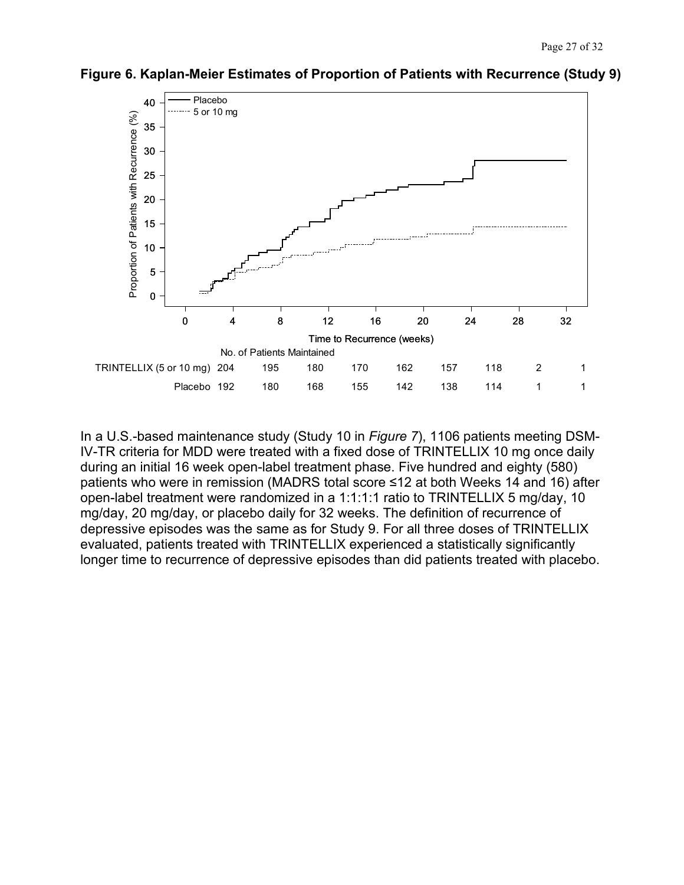**Figure 6. Kaplan-Meier Estimates of Proportion of Patients with Recurrence (Study 9)**

| No. of Patients Maintained | 0 | 4 | 8 | 12 | 16 | 20 | 24 | 28 | 32 |
|---|---|---|---|---|---|---|---|---|---|
| TRINTELLIX (5 or 10 mg) | 204 | 195 | 180 | 170 | 162 | 157 | 118 | 2 | 1 |
| Placebo | 192 | 180 | 168 | 155 | 142 | 138 | 114 | 1 | 1 |

In a U.S.-based maintenance study (Study 10 in *Figure 7*), 1106 patients meeting DSM-IV-TR criteria for MDD were treated with a fixed dose of TRINTELLIX 10 mg once daily during an initial 16 week open-label treatment phase. Five hundred and eighty (580) patients who were in remission (MADRS total score ≤12 at both Weeks 14 and 16) after open-label treatment were randomized in a 1:1:1:1 ratio to TRINTELLIX 5 mg/day, 10 mg/day, 20 mg/day, or placebo daily for 32 weeks. The definition of recurrence of depressive episodes was the same as for Study 9. For all three doses of TRINTELLIX evaluated, patients treated with TRINTELLIX experienced a statistically significantly longer time to recurrence of depressive episodes than did patients treated with placebo.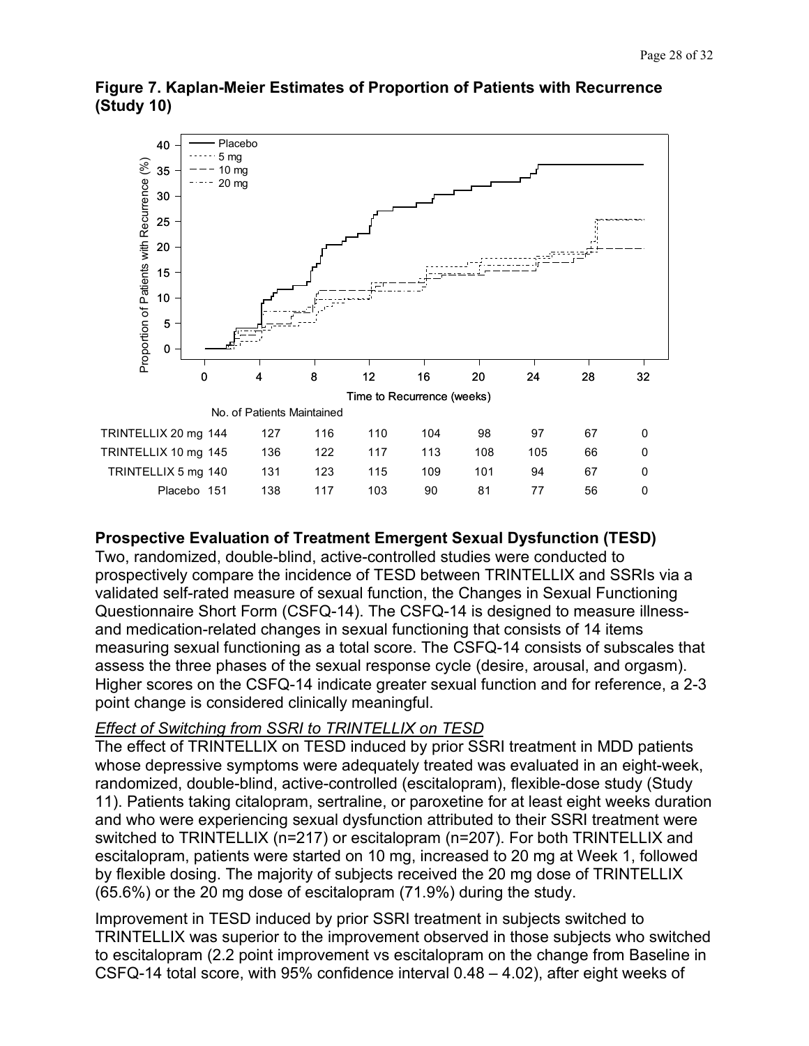**Figure 7. Kaplan-Meier Estimates of Proportion of Patients with Recurrence (Study 10)**

No. of Patients Maintained

| | 0 | 4 | 8 | 12 | 16 | 20 | 24 | 28 | 32 |
|---|---|---|---|---|---|---|---|---|---|
| TRINTELLIX 20 mg | 144 | 127 | 116 | 110 | 104 | 98 | 97 | 67 | 0 |
| TRINTELLIX 10 mg | 145 | 136 | 122 | 117 | 113 | 108 | 105 | 66 | 0 |
| TRINTELLIX 5 mg | 140 | 131 | 123 | 115 | 109 | 101 | 94 | 67 | 0 |
| Placebo | 151 | 138 | 117 | 103 | 90 | 81 | 77 | 56 | 0 |

**Prospective Evaluation of Treatment Emergent Sexual Dysfunction (TESD)**

Two, randomized, double-blind, active-controlled studies were conducted to prospectively compare the incidence of TESD between TRINTELLIX and SSRIs via a validated self-rated measure of sexual function, the Changes in Sexual Functioning Questionnaire Short Form (CSFQ-14). The CSFQ-14 is designed to measure illness- and medication-related changes in sexual functioning that consists of 14 items measuring sexual functioning as a total score. The CSFQ-14 consists of subscales that assess the three phases of the sexual response cycle (desire, arousal, and orgasm). Higher scores on the CSFQ-14 indicate greater sexual function and for reference, a 2-3 point change is considered clinically meaningful.

*Effect of Switching from SSRI to TRINTELLIX on TESD*

The effect of TRINTELLIX on TESD induced by prior SSRI treatment in MDD patients whose depressive symptoms were adequately treated was evaluated in an eight-week, randomized, double-blind, active-controlled (escitalopram), flexible-dose study (Study 11). Patients taking citalopram, sertraline, or paroxetine for at least eight weeks duration and who were experiencing sexual dysfunction attributed to their SSRI treatment were switched to TRINTELLIX (n=217) or escitalopram (n=207). For both TRINTELLIX and escitalopram, patients were started on 10 mg, increased to 20 mg at Week 1, followed by flexible dosing. The majority of subjects received the 20 mg dose of TRINTELLIX (65.6%) or the 20 mg dose of escitalopram (71.9%) during the study.

Improvement in TESD induced by prior SSRI treatment in subjects switched to TRINTELLIX was superior to the improvement observed in those subjects who switched to escitalopram (2.2 point improvement vs escitalopram on the change from Baseline in CSFQ-14 total score, with 95% confidence interval 0.48 – 4.02), after eight weeks of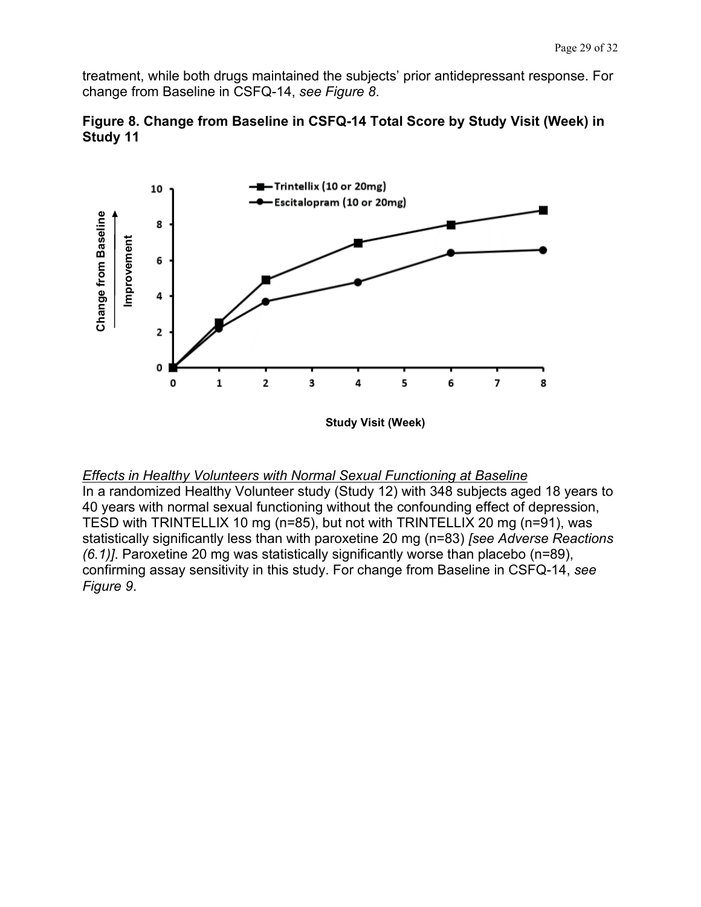treatment, while both drugs maintained the subjects' prior antidepressant response. For change from Baseline in CSFQ-14, *see Figure 8*.

**Figure 8. Change from Baseline in CSFQ-14 Total Score by Study Visit (Week) in Study 11**

*Effects in Healthy Volunteers with Normal Sexual Functioning at Baseline*

In a randomized Healthy Volunteer study (Study 12) with 348 subjects aged 18 years to 40 years with normal sexual functioning without the confounding effect of depression, TESD with TRINTELLIX 10 mg (n=85), but not with TRINTELLIX 20 mg (n=91), was statistically significantly less than with paroxetine 20 mg (n=83) *[see Adverse Reactions (6.1)]*. Paroxetine 20 mg was statistically significantly worse than placebo (n=89), confirming assay sensitivity in this study. For change from Baseline in CSFQ-14, *see Figure 9*.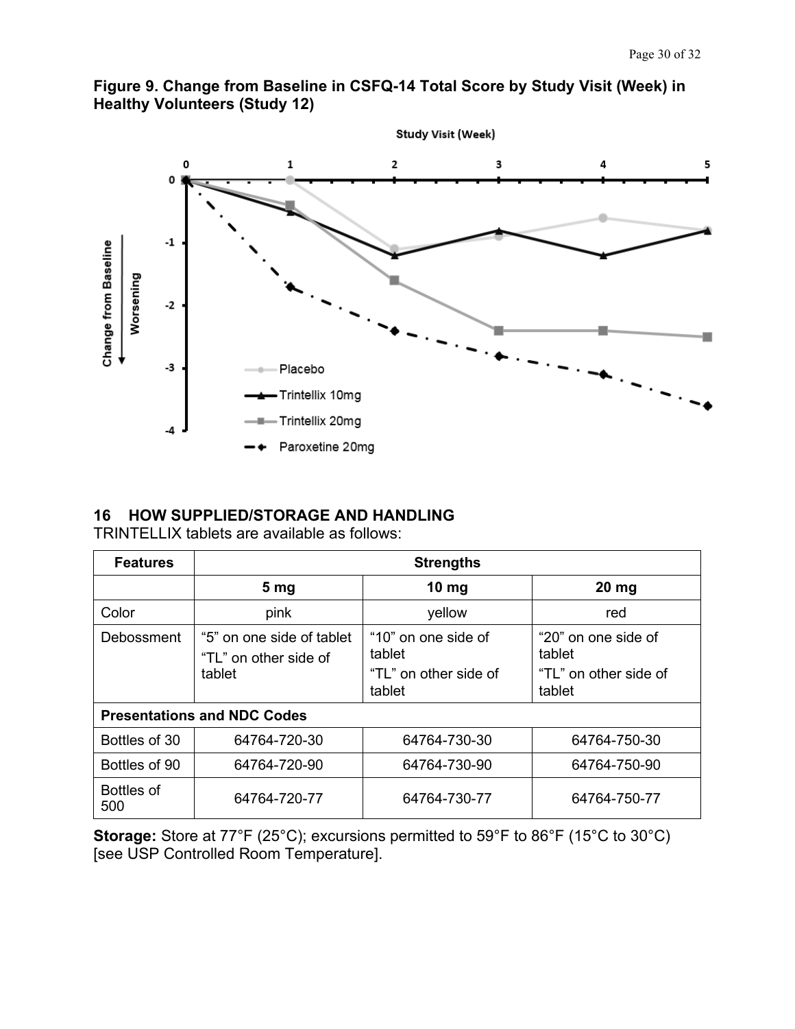**Figure 9. Change from Baseline in CSFQ-14 Total Score by Study Visit (Week) in Healthy Volunteers (Study 12)**

## 16 HOW SUPPLIED/STORAGE AND HANDLING

TRINTELLIX tablets are available as follows:

| Features | Strengths | | |
|---|---|---|---|
| | **5 mg** | **10 mg** | **20 mg** |
| Color | pink | yellow | red |
| Debossment | "5" on one side of tablet "TL" on other side of tablet | "10" on one side of tablet "TL" on other side of tablet | "20" on one side of tablet "TL" on other side of tablet |
| **Presentations and NDC Codes** | | | |
| Bottles of 30 | 64764-720-30 | 64764-730-30 | 64764-750-30 |
| Bottles of 90 | 64764-720-90 | 64764-730-90 | 64764-750-90 |
| Bottles of 500 | 64764-720-77 | 64764-730-77 | 64764-750-77 |

**Storage:** Store at 77°F (25°C); excursions permitted to 59°F to 86°F (15°C to 30°C) [see USP Controlled Room Temperature].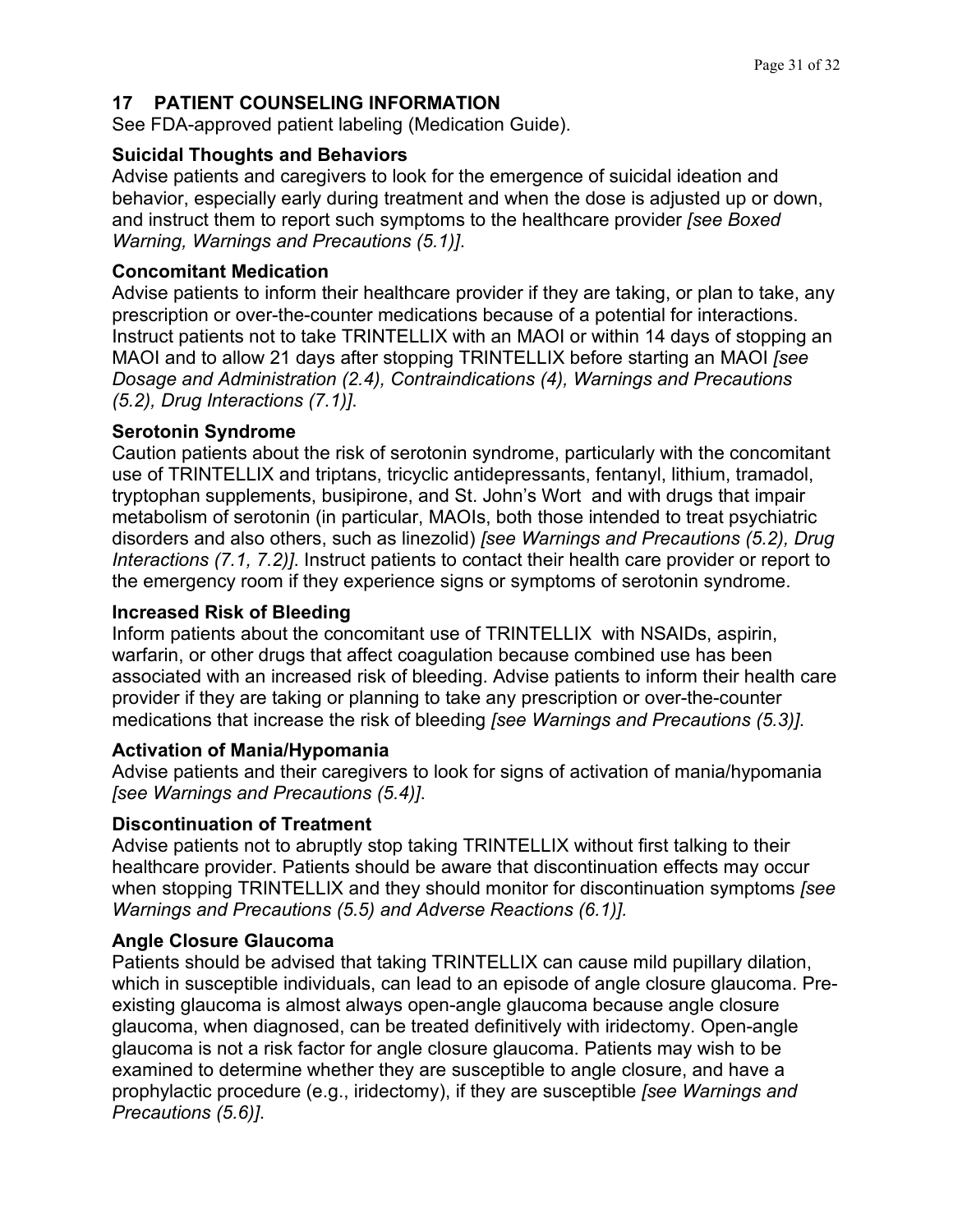## 17 PATIENT COUNSELING INFORMATION

See FDA-approved patient labeling (Medication Guide).

### Suicidal Thoughts and Behaviors

Advise patients and caregivers to look for the emergence of suicidal ideation and behavior, especially early during treatment and when the dose is adjusted up or down, and instruct them to report such symptoms to the healthcare provider *[see Boxed Warning, Warnings and Precautions (5.1)]*.

### Concomitant Medication

Advise patients to inform their healthcare provider if they are taking, or plan to take, any prescription or over-the-counter medications because of a potential for interactions. Instruct patients not to take TRINTELLIX with an MAOI or within 14 days of stopping an MAOI and to allow 21 days after stopping TRINTELLIX before starting an MAOI *[see Dosage and Administration (2.4), Contraindications (4), Warnings and Precautions (5.2), Drug Interactions (7.1)]*.

### Serotonin Syndrome

Caution patients about the risk of serotonin syndrome, particularly with the concomitant use of TRINTELLIX and triptans, tricyclic antidepressants, fentanyl, lithium, tramadol, tryptophan supplements, busipirone, and St. John's Wort and with drugs that impair metabolism of serotonin (in particular, MAOIs, both those intended to treat psychiatric disorders and also others, such as linezolid) *[see Warnings and Precautions (5.2), Drug Interactions (7.1, 7.2)]*. Instruct patients to contact their health care provider or report to the emergency room if they experience signs or symptoms of serotonin syndrome.

### Increased Risk of Bleeding

Inform patients about the concomitant use of TRINTELLIX with NSAIDs, aspirin, warfarin, or other drugs that affect coagulation because combined use has been associated with an increased risk of bleeding. Advise patients to inform their health care provider if they are taking or planning to take any prescription or over-the-counter medications that increase the risk of bleeding *[see Warnings and Precautions (5.3)]*.

### Activation of Mania/Hypomania

Advise patients and their caregivers to look for signs of activation of mania/hypomania *[see Warnings and Precautions (5.4)]*.

### Discontinuation of Treatment

Advise patients not to abruptly stop taking TRINTELLIX without first talking to their healthcare provider. Patients should be aware that discontinuation effects may occur when stopping TRINTELLIX and they should monitor for discontinuation symptoms *[see Warnings and Precautions (5.5) and Adverse Reactions (6.1)].*

### Angle Closure Glaucoma

Patients should be advised that taking TRINTELLIX can cause mild pupillary dilation, which in susceptible individuals, can lead to an episode of angle closure glaucoma. Pre-existing glaucoma is almost always open-angle glaucoma because angle closure glaucoma, when diagnosed, can be treated definitively with iridectomy. Open-angle glaucoma is not a risk factor for angle closure glaucoma. Patients may wish to be examined to determine whether they are susceptible to angle closure, and have a prophylactic procedure (e.g., iridectomy), if they are susceptible *[see Warnings and Precautions (5.6)]*.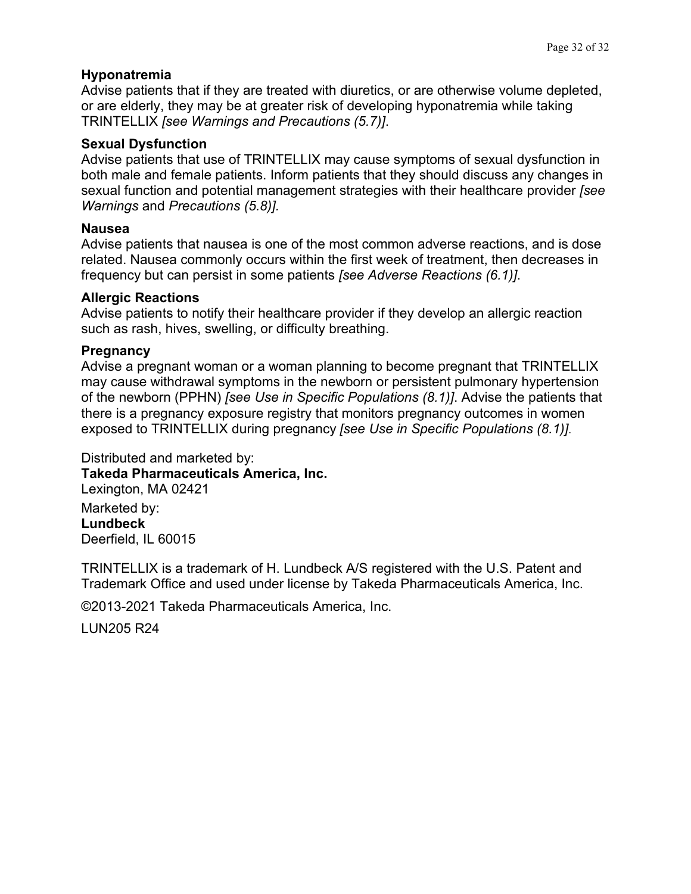**Hyponatremia**

Advise patients that if they are treated with diuretics, or are otherwise volume depleted, or are elderly, they may be at greater risk of developing hyponatremia while taking TRINTELLIX *[see Warnings and Precautions (5.7)]*.

**Sexual Dysfunction**

Advise patients that use of TRINTELLIX may cause symptoms of sexual dysfunction in both male and female patients. Inform patients that they should discuss any changes in sexual function and potential management strategies with their healthcare provider *[see Warnings* and *Precautions (5.8)].*

**Nausea**

Advise patients that nausea is one of the most common adverse reactions, and is dose related. Nausea commonly occurs within the first week of treatment, then decreases in frequency but can persist in some patients *[see Adverse Reactions (6.1)]*.

**Allergic Reactions**

Advise patients to notify their healthcare provider if they develop an allergic reaction such as rash, hives, swelling, or difficulty breathing.

**Pregnancy**

Advise a pregnant woman or a woman planning to become pregnant that TRINTELLIX may cause withdrawal symptoms in the newborn or persistent pulmonary hypertension of the newborn (PPHN) *[see Use in Specific Populations (8.1)]*. Advise the patients that there is a pregnancy exposure registry that monitors pregnancy outcomes in women exposed to TRINTELLIX during pregnancy *[see Use in Specific Populations (8.1)]*.

Distributed and marketed by:
**Takeda Pharmaceuticals America, Inc.**
Lexington, MA 02421

Marketed by:
**Lundbeck**
Deerfield, IL 60015

TRINTELLIX is a trademark of H. Lundbeck A/S registered with the U.S. Patent and Trademark Office and used under license by Takeda Pharmaceuticals America, Inc.

©2013-2021 Takeda Pharmaceuticals America, Inc.

LUN205 R24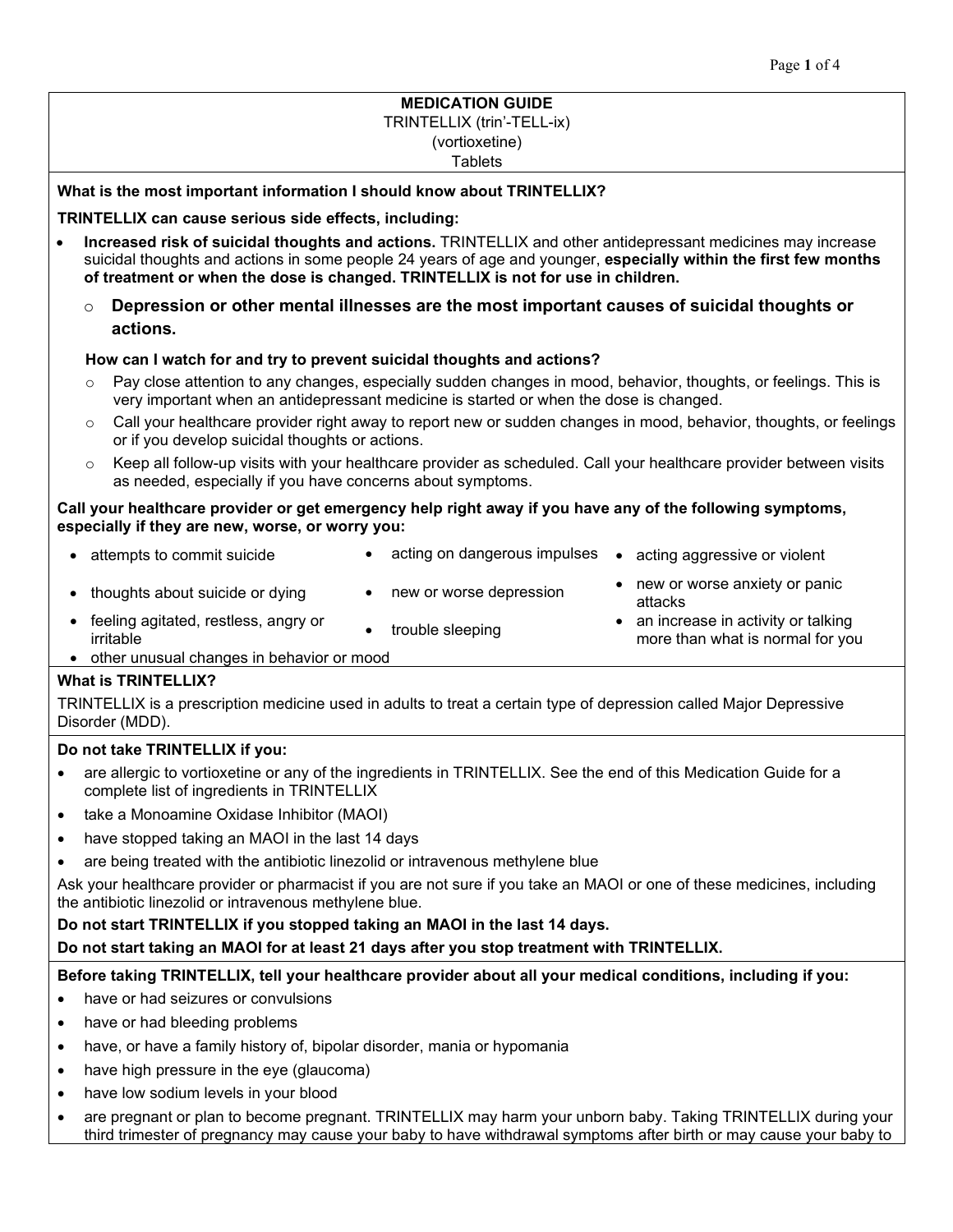# MEDICATION GUIDE

TRINTELLIX (trin'-TELL-ix)
(vortioxetine)
Tablets

**What is the most important information I should know about TRINTELLIX?**

**TRINTELLIX can cause serious side effects, including:**

- **Increased risk of suicidal thoughts and actions.** TRINTELLIX and other antidepressant medicines may increase suicidal thoughts and actions in some people 24 years of age and younger, **especially within the first few months of treatment or when the dose is changed. TRINTELLIX is not for use in children.**
  - **Depression or other mental illnesses are the most important causes of suicidal thoughts or actions.**

  **How can I watch for and try to prevent suicidal thoughts and actions?**
  - Pay close attention to any changes, especially sudden changes in mood, behavior, thoughts, or feelings. This is very important when an antidepressant medicine is started or when the dose is changed.
  - Call your healthcare provider right away to report new or sudden changes in mood, behavior, thoughts, or feelings or if you develop suicidal thoughts or actions.
  - Keep all follow-up visits with your healthcare provider as scheduled. Call your healthcare provider between visits as needed, especially if you have concerns about symptoms.

**Call your healthcare provider or get emergency help right away if you have any of the following symptoms, especially if they are new, worse, or worry you:**

- attempts to commit suicide
- acting on dangerous impulses
- acting aggressive or violent
- thoughts about suicide or dying
- new or worse depression
- new or worse anxiety or panic attacks
- feeling agitated, restless, angry or irritable
- trouble sleeping
- an increase in activity or talking more than what is normal for you
- other unusual changes in behavior or mood

**What is TRINTELLIX?**

TRINTELLIX is a prescription medicine used in adults to treat a certain type of depression called Major Depressive Disorder (MDD).

**Do not take TRINTELLIX if you:**

- are allergic to vortioxetine or any of the ingredients in TRINTELLIX. See the end of this Medication Guide for a complete list of ingredients in TRINTELLIX
- take a Monoamine Oxidase Inhibitor (MAOI)
- have stopped taking an MAOI in the last 14 days
- are being treated with the antibiotic linezolid or intravenous methylene blue

Ask your healthcare provider or pharmacist if you are not sure if you take an MAOI or one of these medicines, including the antibiotic linezolid or intravenous methylene blue.

**Do not start TRINTELLIX if you stopped taking an MAOI in the last 14 days.**

**Do not start taking an MAOI for at least 21 days after you stop treatment with TRINTELLIX.**

**Before taking TRINTELLIX, tell your healthcare provider about all your medical conditions, including if you:**

- have or had seizures or convulsions
- have or had bleeding problems
- have, or have a family history of, bipolar disorder, mania or hypomania
- have high pressure in the eye (glaucoma)
- have low sodium levels in your blood
- are pregnant or plan to become pregnant. TRINTELLIX may harm your unborn baby. Taking TRINTELLIX during your third trimester of pregnancy may cause your baby to have withdrawal symptoms after birth or may cause your baby to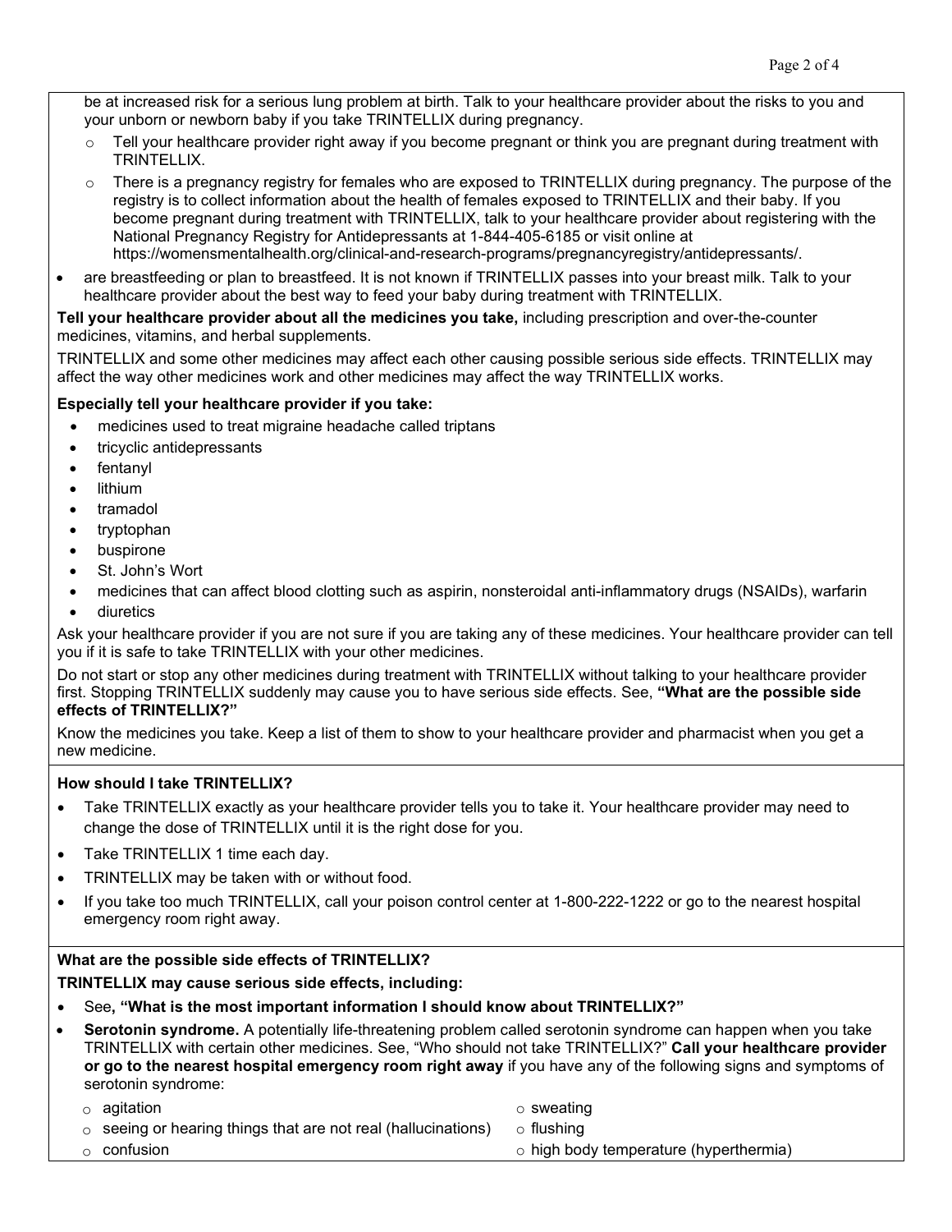be at increased risk for a serious lung problem at birth. Talk to your healthcare provider about the risks to you and your unborn or newborn baby if you take TRINTELLIX during pregnancy.

  - Tell your healthcare provider right away if you become pregnant or think you are pregnant during treatment with TRINTELLIX.
  - There is a pregnancy registry for females who are exposed to TRINTELLIX during pregnancy. The purpose of the registry is to collect information about the health of females exposed to TRINTELLIX and their baby. If you become pregnant during treatment with TRINTELLIX, talk to your healthcare provider about registering with the National Pregnancy Registry for Antidepressants at 1-844-405-6185 or visit online at https://womensmentalhealth.org/clinical-and-research-programs/pregnancyregistry/antidepressants/.

- are breastfeeding or plan to breastfeed. It is not known if TRINTELLIX passes into your breast milk. Talk to your healthcare provider about the best way to feed your baby during treatment with TRINTELLIX.

**Tell your healthcare provider about all the medicines you take,** including prescription and over-the-counter medicines, vitamins, and herbal supplements.

TRINTELLIX and some other medicines may affect each other causing possible serious side effects. TRINTELLIX may affect the way other medicines work and other medicines may affect the way TRINTELLIX works.

**Especially tell your healthcare provider if you take:**

- medicines used to treat migraine headache called triptans
- tricyclic antidepressants
- fentanyl
- lithium
- tramadol
- tryptophan
- buspirone
- St. John's Wort
- medicines that can affect blood clotting such as aspirin, nonsteroidal anti-inflammatory drugs (NSAIDs), warfarin
- diuretics

Ask your healthcare provider if you are not sure if you are taking any of these medicines. Your healthcare provider can tell you if it is safe to take TRINTELLIX with your other medicines.

Do not start or stop any other medicines during treatment with TRINTELLIX without talking to your healthcare provider first. Stopping TRINTELLIX suddenly may cause you to have serious side effects. See, **"What are the possible side effects of TRINTELLIX?"**

Know the medicines you take. Keep a list of them to show to your healthcare provider and pharmacist when you get a new medicine.

**How should I take TRINTELLIX?**

- Take TRINTELLIX exactly as your healthcare provider tells you to take it. Your healthcare provider may need to change the dose of TRINTELLIX until it is the right dose for you.
- Take TRINTELLIX 1 time each day.
- TRINTELLIX may be taken with or without food.
- If you take too much TRINTELLIX, call your poison control center at 1-800-222-1222 or go to the nearest hospital emergency room right away.

**What are the possible side effects of TRINTELLIX?**

**TRINTELLIX may cause serious side effects, including:**

- See**, "What is the most important information I should know about TRINTELLIX?"**
- **Serotonin syndrome.** A potentially life-threatening problem called serotonin syndrome can happen when you take TRINTELLIX with certain other medicines. See, "Who should not take TRINTELLIX?" **Call your healthcare provider or go to the nearest hospital emergency room right away** if you have any of the following signs and symptoms of serotonin syndrome:
  - agitation
  - seeing or hearing things that are not real (hallucinations)
  - confusion
  - sweating
  - flushing
  - high body temperature (hyperthermia)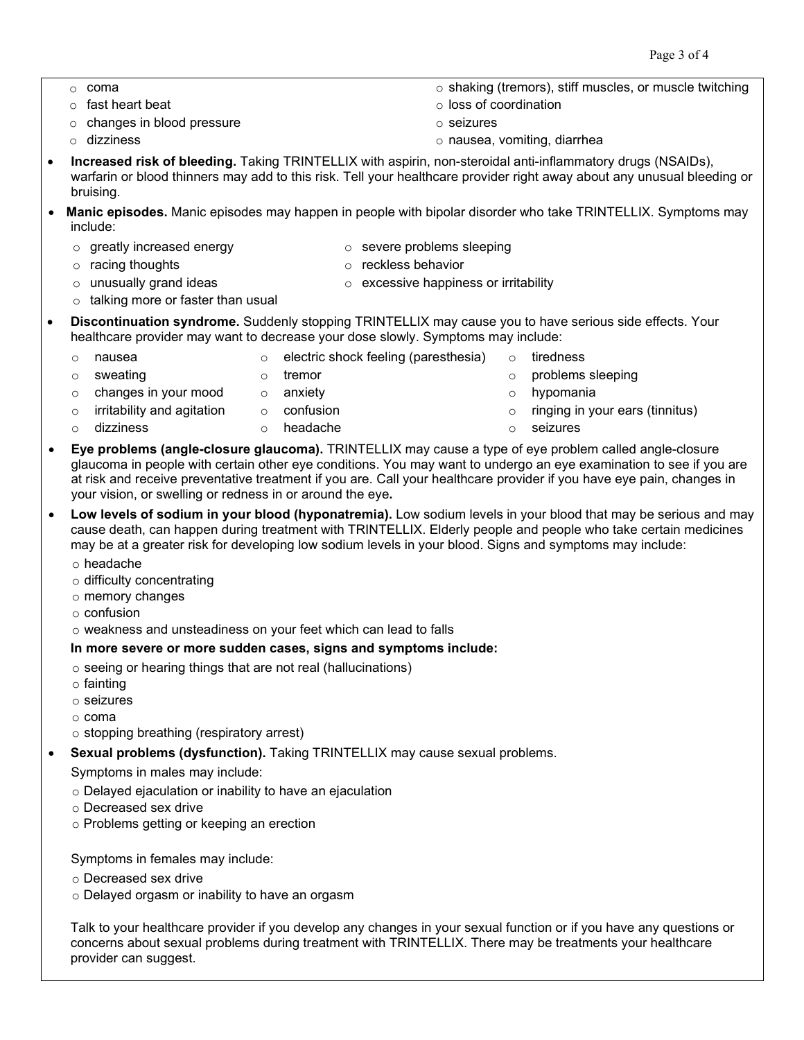- coma
- fast heart beat
- changes in blood pressure
- dizziness
- shaking (tremors), stiff muscles, or muscle twitching
- loss of coordination
- seizures
- nausea, vomiting, diarrhea

- **Increased risk of bleeding.** Taking TRINTELLIX with aspirin, non-steroidal anti-inflammatory drugs (NSAIDs), warfarin or blood thinners may add to this risk. Tell your healthcare provider right away about any unusual bleeding or bruising.
- **Manic episodes.** Manic episodes may happen in people with bipolar disorder who take TRINTELLIX. Symptoms may include:
  - greatly increased energy
  - racing thoughts
  - unusually grand ideas
  - talking more or faster than usual
  - severe problems sleeping
  - reckless behavior
  - excessive happiness or irritability
- **Discontinuation syndrome.** Suddenly stopping TRINTELLIX may cause you to have serious side effects. Your healthcare provider may want to decrease your dose slowly. Symptoms may include:
  - nausea
  - sweating
  - changes in your mood
  - irritability and agitation
  - dizziness
  - electric shock feeling (paresthesia)
  - tremor
  - anxiety
  - confusion
  - headache
  - tiredness
  - problems sleeping
  - hypomania
  - ringing in your ears (tinnitus)
  - seizures
- **Eye problems (angle-closure glaucoma).** TRINTELLIX may cause a type of eye problem called angle-closure glaucoma in people with certain other eye conditions. You may want to undergo an eye examination to see if you are at risk and receive preventative treatment if you are. Call your healthcare provider if you have eye pain, changes in your vision, or swelling or redness in or around the eye**.**
- **Low levels of sodium in your blood (hyponatremia).** Low sodium levels in your blood that may be serious and may cause death, can happen during treatment with TRINTELLIX. Elderly people and people who take certain medicines may be at a greater risk for developing low sodium levels in your blood. Signs and symptoms may include:
  - headache
  - difficulty concentrating
  - memory changes
  - confusion
  - weakness and unsteadiness on your feet which can lead to falls

  **In more severe or more sudden cases, signs and symptoms include:**
  - seeing or hearing things that are not real (hallucinations)
  - fainting
  - seizures
  - coma
  - stopping breathing (respiratory arrest)
- **Sexual problems (dysfunction).** Taking TRINTELLIX may cause sexual problems.

  Symptoms in males may include:
  - Delayed ejaculation or inability to have an ejaculation
  - Decreased sex drive
  - Problems getting or keeping an erection

  Symptoms in females may include:
  - Decreased sex drive
  - Delayed orgasm or inability to have an orgasm

  Talk to your healthcare provider if you develop any changes in your sexual function or if you have any questions or concerns about sexual problems during treatment with TRINTELLIX. There may be treatments your healthcare provider can suggest.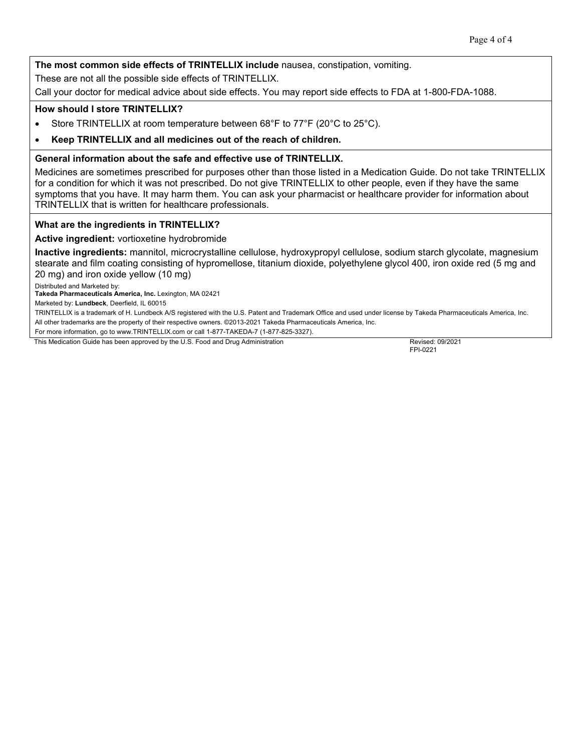**The most common side effects of TRINTELLIX include** nausea, constipation, vomiting.

These are not all the possible side effects of TRINTELLIX.

Call your doctor for medical advice about side effects. You may report side effects to FDA at 1-800-FDA-1088.

**How should I store TRINTELLIX?**

- Store TRINTELLIX at room temperature between 68°F to 77°F (20°C to 25°C).
- **Keep TRINTELLIX and all medicines out of the reach of children.**

**General information about the safe and effective use of TRINTELLIX.**

Medicines are sometimes prescribed for purposes other than those listed in a Medication Guide. Do not take TRINTELLIX for a condition for which it was not prescribed. Do not give TRINTELLIX to other people, even if they have the same symptoms that you have. It may harm them. You can ask your pharmacist or healthcare provider for information about TRINTELLIX that is written for healthcare professionals.

**What are the ingredients in TRINTELLIX?**

**Active ingredient:** vortioxetine hydrobromide

**Inactive ingredients:** mannitol, microcrystalline cellulose, hydroxypropyl cellulose, sodium starch glycolate, magnesium stearate and film coating consisting of hypromellose, titanium dioxide, polyethylene glycol 400, iron oxide red (5 mg and 20 mg) and iron oxide yellow (10 mg)

Distributed and Marketed by:
**Takeda Pharmaceuticals America, Inc.** Lexington, MA 02421

Marketed by: **Lundbeck**, Deerfield, IL 60015

TRINTELLIX is a trademark of H. Lundbeck A/S registered with the U.S. Patent and Trademark Office and used under license by Takeda Pharmaceuticals America, Inc.

All other trademarks are the property of their respective owners. ©2013-2021 Takeda Pharmaceuticals America, Inc.

For more information, go to www.TRINTELLIX.com or call 1-877-TAKEDA-7 (1-877-825-3327).

This Medication Guide has been approved by the U.S. Food and Drug Administration

Revised: 09/2021
FPI-0221